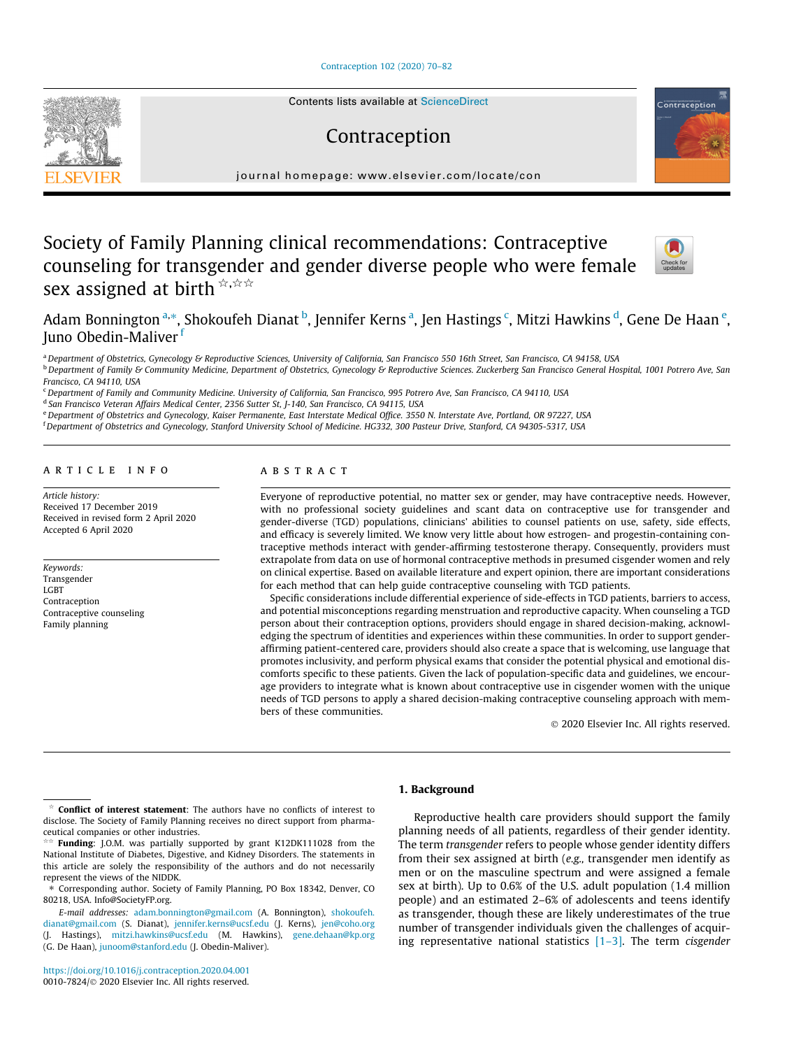# Society of Family Planning clinical recommendations: Contraceptive counseling for transgender and gender diverse people who were female sex assigned at birth[☆,☆☆]

Adam Bonnington[a,*], Shokoufeh Dianat[b], Jennifer Kerns[a], Jen Hastings[c], Mitzi Hawkins[d], Gene De Haan[e], Juno Obedin-Maliver[f]

[a] Department of Obstetrics, Gynecology & Reproductive Sciences, University of California, San Francisco 550 16th Street, San Francisco, CA 94158, USA
[b] Department of Family & Community Medicine, Department of Obstetrics, Gynecology & Reproductive Sciences. Zuckerberg San Francisco General Hospital, 1001 Potrero Ave, San Francisco, CA 94110, USA
[c] Department of Family and Community Medicine. University of California, San Francisco, 995 Potrero Ave, San Francisco, CA 94110, USA
[d] San Francisco Veteran Affairs Medical Center, 2356 Sutter St, J-140, San Francisco, CA 94115, USA
[e] Department of Obstetrics and Gynecology, Kaiser Permanente, East Interstate Medical Office. 3550 N. Interstate Ave, Portland, OR 97227, USA
[f] Department of Obstetrics and Gynecology, Stanford University School of Medicine. HG332, 300 Pasteur Drive, Stanford, CA 94305-5317, USA

## ARTICLE INFO

*Article history:*
Received 17 December 2019
Received in revised form 2 April 2020
Accepted 6 April 2020

*Keywords:*
Transgender
LGBT
Contraception
Contraceptive counseling
Family planning

## ABSTRACT

Everyone of reproductive potential, no matter sex or gender, may have contraceptive needs. However, with no professional society guidelines and scant data on contraceptive use for transgender and gender-diverse (TGD) populations, clinicians' abilities to counsel patients on use, safety, side effects, and efficacy is severely limited. We know very little about how estrogen- and progestin-containing contraceptive methods interact with gender-affirming testosterone therapy. Consequently, providers must extrapolate from data on use of hormonal contraceptive methods in presumed cisgender women and rely on clinical expertise. Based on available literature and expert opinion, there are important considerations for each method that can help guide contraceptive counseling with TGD patients.

Specific considerations include differential experience of side-effects in TGD patients, barriers to access, and potential misconceptions regarding menstruation and reproductive capacity. When counseling a TGD person about their contraception options, providers should engage in shared decision-making, acknowledging the spectrum of identities and experiences within these communities. In order to support gender-affirming patient-centered care, providers should also create a space that is welcoming, use language that promotes inclusivity, and perform physical exams that consider the potential physical and emotional discomforts specific to these patients. Given the lack of population-specific data and guidelines, we encourage providers to integrate what is known about contraceptive use in cisgender women with the unique needs of TGD persons to apply a shared decision-making contraceptive counseling approach with members of these communities.

© 2020 Elsevier Inc. All rights reserved.

## 1. Background

Reproductive health care providers should support the family planning needs of all patients, regardless of their gender identity. The term *transgender* refers to people whose gender identity differs from their sex assigned at birth (*e.g.*, transgender men identify as men or on the masculine spectrum and were assigned a female sex at birth). Up to 0.6% of the U.S. adult population (1.4 million people) and an estimated 2–6% of adolescents and teens identify as transgender, though these are likely underestimates of the true number of transgender individuals given the challenges of acquiring representative national statistics [1–3]. The term *cisgender*

---

☆ **Conflict of interest statement**: The authors have no conflicts of interest to disclose. The Society of Family Planning receives no direct support from pharmaceutical companies or other industries.

☆☆ **Funding**: J.O.M. was partially supported by grant K12DK111028 from the National Institute of Diabetes, Digestive, and Kidney Disorders. The statements in this article are solely the responsibility of the authors and do not necessarily represent the views of the NIDDK.

\* Corresponding author. Society of Family Planning, PO Box 18342, Denver, CO 80218, USA. Info@SocietyFP.org.

*E-mail addresses:* adam.bonnington@gmail.com (A. Bonnington), shokoufeh.dianat@gmail.com (S. Dianat), jennifer.kerns@ucsf.edu (J. Kerns), jen@coho.org (J. Hastings), mitzi.hawkins@ucsf.edu (M. Hawkins), gene.dehaan@kp.org (G. De Haan), junoom@stanford.edu (J. Obedin-Maliver).

https://doi.org/10.1016/j.contraception.2020.04.001
0010-7824/© 2020 Elsevier Inc. All rights reserved.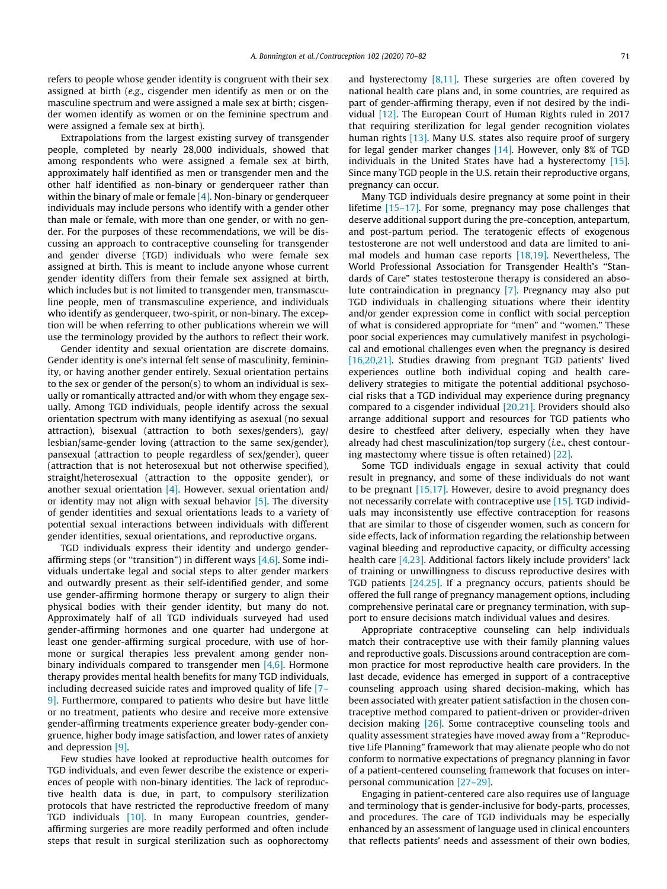refers to people whose gender identity is congruent with their sex assigned at birth (*e.g.,* cisgender men identify as men or on the masculine spectrum and were assigned a male sex at birth; cisgender women identify as women or on the feminine spectrum and were assigned a female sex at birth).

Extrapolations from the largest existing survey of transgender people, completed by nearly 28,000 individuals, showed that among respondents who were assigned a female sex at birth, approximately half identified as men or transgender men and the other half identified as non-binary or genderqueer rather than within the binary of male or female [4]. Non-binary or genderqueer individuals may include persons who identify with a gender other than male or female, with more than one gender, or with no gender. For the purposes of these recommendations, we will be discussing an approach to contraceptive counseling for transgender and gender diverse (TGD) individuals who were female sex assigned at birth. This is meant to include anyone whose current gender identity differs from their female sex assigned at birth, which includes but is not limited to transgender men, transmasculine people, men of transmasculine experience, and individuals who identify as genderqueer, two-spirit, or non-binary. The exception will be when referring to other publications wherein we will use the terminology provided by the authors to reflect their work.

Gender identity and sexual orientation are discrete domains. Gender identity is one's internal felt sense of masculinity, femininity, or having another gender entirely. Sexual orientation pertains to the sex or gender of the person(s) to whom an individual is sexually or romantically attracted and/or with whom they engage sexually. Among TGD individuals, people identify across the sexual orientation spectrum with many identifying as asexual (no sexual attraction), bisexual (attraction to both sexes/genders), gay/lesbian/same-gender loving (attraction to the same sex/gender), pansexual (attraction to people regardless of sex/gender), queer (attraction that is not heterosexual but not otherwise specified), straight/heterosexual (attraction to the opposite gender), or another sexual orientation [4]. However, sexual orientation and/or identity may not align with sexual behavior [5]. The diversity of gender identities and sexual orientations leads to a variety of potential sexual interactions between individuals with different gender identities, sexual orientations, and reproductive organs.

TGD individuals express their identity and undergo gender-affirming steps (or "transition") in different ways [4,6]. Some individuals undertake legal and social steps to alter gender markers and outwardly present as their self-identified gender, and some use gender-affirming hormone therapy or surgery to align their physical bodies with their gender identity, but many do not. Approximately half of all TGD individuals surveyed had used gender-affirming hormones and one quarter had undergone at least one gender-affirming surgical procedure, with use of hormone or surgical therapies less prevalent among gender non-binary individuals compared to transgender men [4,6]. Hormone therapy provides mental health benefits for many TGD individuals, including decreased suicide rates and improved quality of life [7–9]. Furthermore, compared to patients who desire but have little or no treatment, patients who desire and receive more extensive gender-affirming treatments experience greater body-gender congruence, higher body image satisfaction, and lower rates of anxiety and depression [9].

Few studies have looked at reproductive health outcomes for TGD individuals, and even fewer describe the existence or experiences of people with non-binary identities. The lack of reproductive health data is due, in part, to compulsory sterilization protocols that have restricted the reproductive freedom of many TGD individuals [10]. In many European countries, gender-affirming surgeries are more readily performed and often include steps that result in surgical sterilization such as oophorectomy and hysterectomy [8,11]. These surgeries are often covered by national health care plans and, in some countries, are required as part of gender-affirming therapy, even if not desired by the individual [12]. The European Court of Human Rights ruled in 2017 that requiring sterilization for legal gender recognition violates human rights [13]. Many U.S. states also require proof of surgery for legal gender marker changes [14]. However, only 8% of TGD individuals in the United States have had a hysterectomy [15]. Since many TGD people in the U.S. retain their reproductive organs, pregnancy can occur.

Many TGD individuals desire pregnancy at some point in their lifetime [15–17]. For some, pregnancy may pose challenges that deserve additional support during the pre-conception, antepartum, and post-partum period. The teratogenic effects of exogenous testosterone are not well understood and data are limited to animal models and human case reports [18,19]. Nevertheless, The World Professional Association for Transgender Health's "Standards of Care" states testosterone therapy is considered an absolute contraindication in pregnancy [7]. Pregnancy may also put TGD individuals in challenging situations where their identity and/or gender expression come in conflict with social perception of what is considered appropriate for "men" and "women." These poor social experiences may cumulatively manifest in psychological and emotional challenges even when the pregnancy is desired [16,20,21]. Studies drawing from pregnant TGD patients' lived experiences outline both individual coping and health care-delivery strategies to mitigate the potential additional psychosocial risks that a TGD individual may experience during pregnancy compared to a cisgender individual [20,21]. Providers should also arrange additional support and resources for TGD patients who desire to chestfeed after delivery, especially when they have already had chest masculinization/top surgery (*i.e.*, chest contouring mastectomy where tissue is often retained) [22].

Some TGD individuals engage in sexual activity that could result in pregnancy, and some of these individuals do not want to be pregnant [15,17]. However, desire to avoid pregnancy does not necessarily correlate with contraceptive use [15]. TGD individuals may inconsistently use effective contraception for reasons that are similar to those of cisgender women, such as concern for side effects, lack of information regarding the relationship between vaginal bleeding and reproductive capacity, or difficulty accessing health care [4,23]. Additional factors likely include providers' lack of training or unwillingness to discuss reproductive desires with TGD patients [24,25]. If a pregnancy occurs, patients should be offered the full range of pregnancy management options, including comprehensive perinatal care or pregnancy termination, with support to ensure decisions match individual values and desires.

Appropriate contraceptive counseling can help individuals match their contraceptive use with their family planning values and reproductive goals. Discussions around contraception are common practice for most reproductive health care providers. In the last decade, evidence has emerged in support of a contraceptive counseling approach using shared decision-making, which has been associated with greater patient satisfaction in the chosen contraceptive method compared to patient-driven or provider-driven decision making [26]. Some contraceptive counseling tools and quality assessment strategies have moved away from a "Reproductive Life Planning" framework that may alienate people who do not conform to normative expectations of pregnancy planning in favor of a patient-centered counseling framework that focuses on interpersonal communication [27–29].

Engaging in patient-centered care also requires use of language and terminology that is gender-inclusive for body-parts, processes, and procedures. The care of TGD individuals may be especially enhanced by an assessment of language used in clinical encounters that reflects patients' needs and assessment of their own bodies,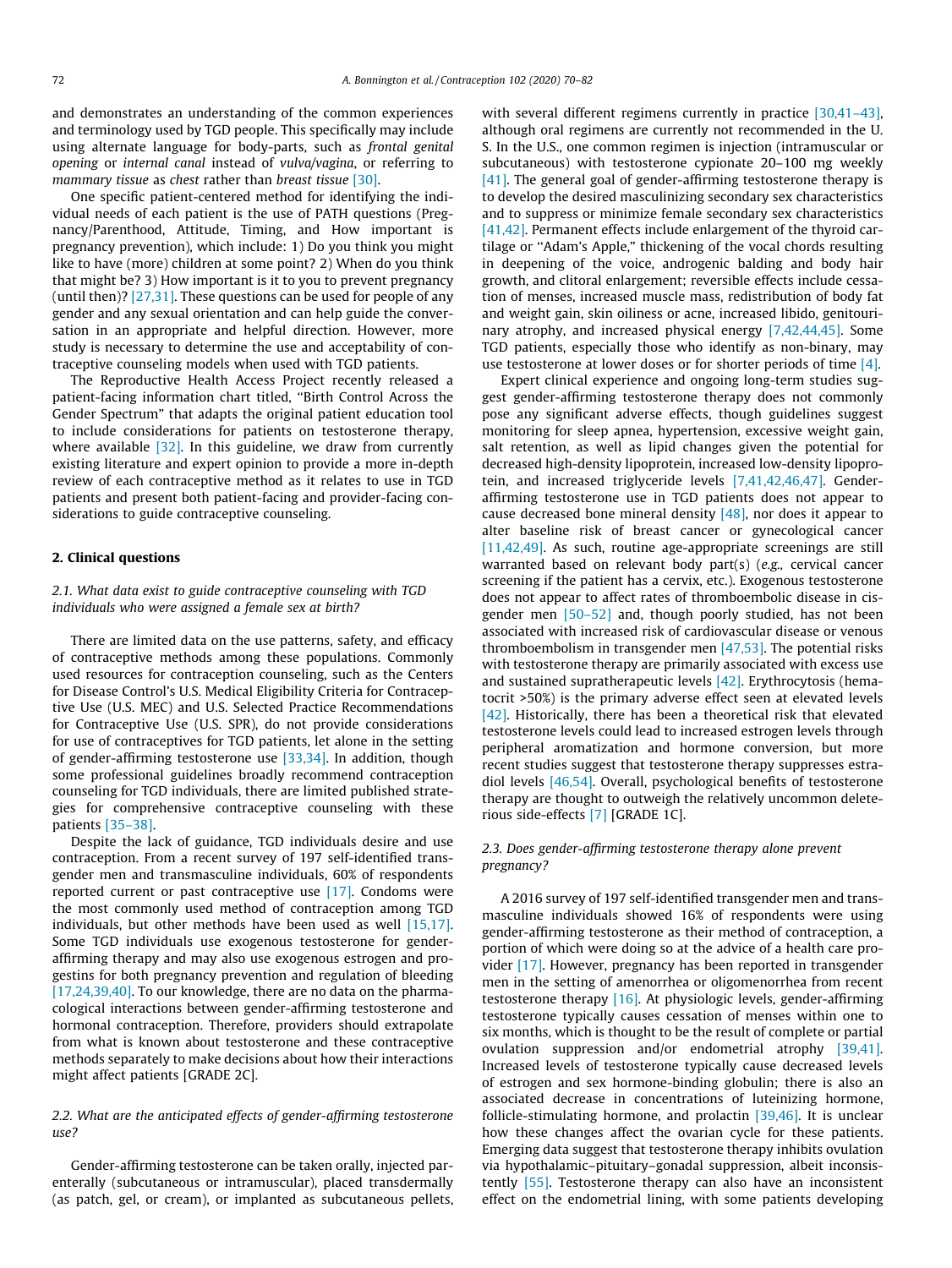and demonstrates an understanding of the common experiences and terminology used by TGD people. This specifically may include using alternate language for body-parts, such as *frontal genital opening* or *internal canal* instead of *vulva/vagina*, or referring to *mammary tissue* as *chest* rather than *breast tissue* [30].

One specific patient-centered method for identifying the individual needs of each patient is the use of PATH questions (Pregnancy/Parenthood, Attitude, Timing, and How important is pregnancy prevention), which include: 1) Do you think you might like to have (more) children at some point? 2) When do you think that might be? 3) How important is it to you to prevent pregnancy (until then)? [27,31]. These questions can be used for people of any gender and any sexual orientation and can help guide the conversation in an appropriate and helpful direction. However, more study is necessary to determine the use and acceptability of contraceptive counseling models when used with TGD patients.

The Reproductive Health Access Project recently released a patient-facing information chart titled, "Birth Control Across the Gender Spectrum" that adapts the original patient education tool to include considerations for patients on testosterone therapy, where available [32]. In this guideline, we draw from currently existing literature and expert opinion to provide a more in-depth review of each contraceptive method as it relates to use in TGD patients and present both patient-facing and provider-facing considerations to guide contraceptive counseling.

## 2. Clinical questions

### *2.1. What data exist to guide contraceptive counseling with TGD individuals who were assigned a female sex at birth?*

There are limited data on the use patterns, safety, and efficacy of contraceptive methods among these populations. Commonly used resources for contraception counseling, such as the Centers for Disease Control's U.S. Medical Eligibility Criteria for Contraceptive Use (U.S. MEC) and U.S. Selected Practice Recommendations for Contraceptive Use (U.S. SPR), do not provide considerations for use of contraceptives for TGD patients, let alone in the setting of gender-affirming testosterone use [33,34]. In addition, though some professional guidelines broadly recommend contraception counseling for TGD individuals, there are limited published strategies for comprehensive contraceptive counseling with these patients [35–38].

Despite the lack of guidance, TGD individuals desire and use contraception. From a recent survey of 197 self-identified transgender men and transmasculine individuals, 60% of respondents reported current or past contraceptive use [17]. Condoms were the most commonly used method of contraception among TGD individuals, but other methods have been used as well [15,17]. Some TGD individuals use exogenous testosterone for gender-affirming therapy and may also use exogenous estrogen and progestins for both pregnancy prevention and regulation of bleeding [17,24,39,40]. To our knowledge, there are no data on the pharmacological interactions between gender-affirming testosterone and hormonal contraception. Therefore, providers should extrapolate from what is known about testosterone and these contraceptive methods separately to make decisions about how their interactions might affect patients [GRADE 2C].

### *2.2. What are the anticipated effects of gender-affirming testosterone use?*

Gender-affirming testosterone can be taken orally, injected parenterally (subcutaneous or intramuscular), placed transdermally (as patch, gel, or cream), or implanted as subcutaneous pellets, with several different regimens currently in practice [30,41–43], although oral regimens are currently not recommended in the U.S. In the U.S., one common regimen is injection (intramuscular or subcutaneous) with testosterone cypionate 20–100 mg weekly [41]. The general goal of gender-affirming testosterone therapy is to develop the desired masculinizing secondary sex characteristics and to suppress or minimize female secondary sex characteristics [41,42]. Permanent effects include enlargement of the thyroid cartilage or "Adam's Apple," thickening of the vocal chords resulting in deepening of the voice, androgenic balding and body hair growth, and clitoral enlargement; reversible effects include cessation of menses, increased muscle mass, redistribution of body fat and weight gain, skin oiliness or acne, increased libido, genitourinary atrophy, and increased physical energy [7,42,44,45]. Some TGD patients, especially those who identify as non-binary, may use testosterone at lower doses or for shorter periods of time [4].

Expert clinical experience and ongoing long-term studies suggest gender-affirming testosterone therapy does not commonly pose any significant adverse effects, though guidelines suggest monitoring for sleep apnea, hypertension, excessive weight gain, salt retention, as well as lipid changes given the potential for decreased high-density lipoprotein, increased low-density lipoprotein, and increased triglyceride levels [7,41,42,46,47]. Gender-affirming testosterone use in TGD patients does not appear to cause decreased bone mineral density [48], nor does it appear to alter baseline risk of breast cancer or gynecological cancer [11,42,49]. As such, routine age-appropriate screenings are still warranted based on relevant body part(s) (*e.g.,* cervical cancer screening if the patient has a cervix, etc.). Exogenous testosterone does not appear to affect rates of thromboembolic disease in cisgender men [50–52] and, though poorly studied, has not been associated with increased risk of cardiovascular disease or venous thromboembolism in transgender men [47,53]. The potential risks with testosterone therapy are primarily associated with excess use and sustained supratherapeutic levels [42]. Erythrocytosis (hematocrit >50%) is the primary adverse effect seen at elevated levels [42]. Historically, there has been a theoretical risk that elevated testosterone levels could lead to increased estrogen levels through peripheral aromatization and hormone conversion, but more recent studies suggest that testosterone therapy suppresses estradiol levels [46,54]. Overall, psychological benefits of testosterone therapy are thought to outweigh the relatively uncommon deleterious side-effects [7] [GRADE 1C].

### *2.3. Does gender-affirming testosterone therapy alone prevent pregnancy?*

A 2016 survey of 197 self-identified transgender men and transmasculine individuals showed 16% of respondents were using gender-affirming testosterone as their method of contraception, a portion of which were doing so at the advice of a health care provider [17]. However, pregnancy has been reported in transgender men in the setting of amenorrhea or oligomenorrhea from recent testosterone therapy [16]. At physiologic levels, gender-affirming testosterone typically causes cessation of menses within one to six months, which is thought to be the result of complete or partial ovulation suppression and/or endometrial atrophy [39,41]. Increased levels of testosterone typically cause decreased levels of estrogen and sex hormone-binding globulin; there is also an associated decrease in concentrations of luteinizing hormone, follicle-stimulating hormone, and prolactin [39,46]. It is unclear how these changes affect the ovarian cycle for these patients. Emerging data suggest that testosterone therapy inhibits ovulation via hypothalamic–pituitary–gonadal suppression, albeit inconsistently [55]. Testosterone therapy can also have an inconsistent effect on the endometrial lining, with some patients developing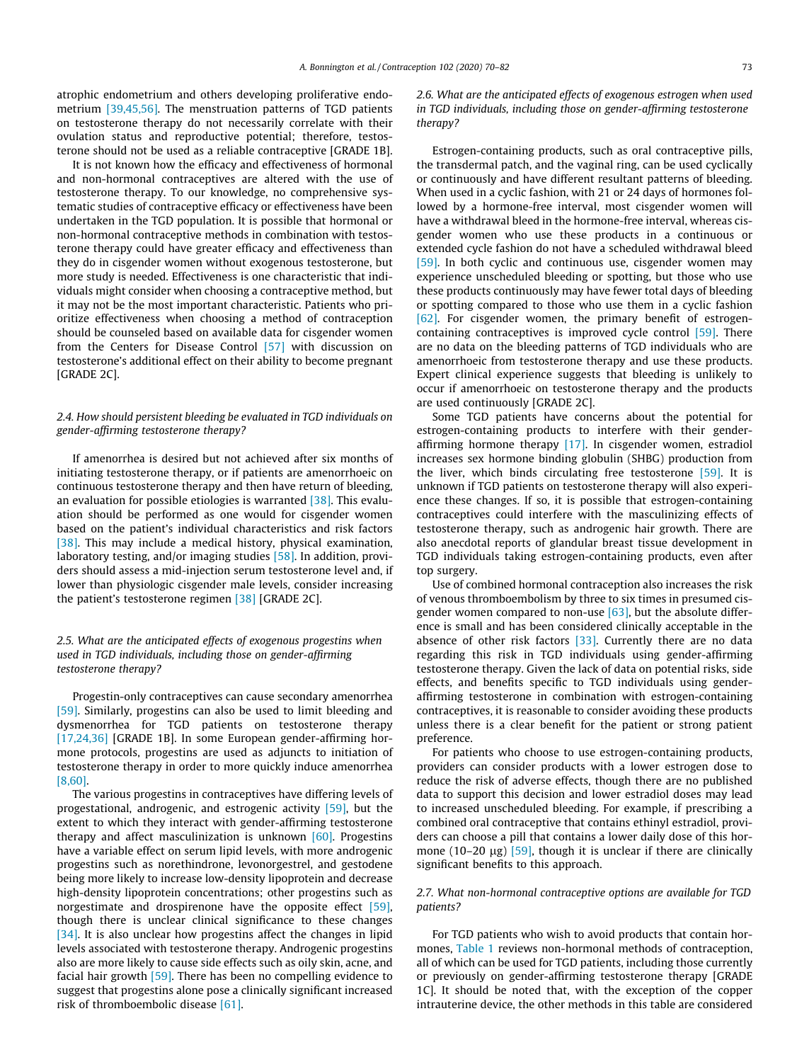atrophic endometrium and others developing proliferative endometrium [39,45,56]. The menstruation patterns of TGD patients on testosterone therapy do not necessarily correlate with their ovulation status and reproductive potential; therefore, testosterone should not be used as a reliable contraceptive [GRADE 1B].

It is not known how the efficacy and effectiveness of hormonal and non-hormonal contraceptives are altered with the use of testosterone therapy. To our knowledge, no comprehensive systematic studies of contraceptive efficacy or effectiveness have been undertaken in the TGD population. It is possible that hormonal or non-hormonal contraceptive methods in combination with testosterone therapy could have greater efficacy and effectiveness than they do in cisgender women without exogenous testosterone, but more study is needed. Effectiveness is one characteristic that individuals might consider when choosing a contraceptive method, but it may not be the most important characteristic. Patients who prioritize effectiveness when choosing a method of contraception should be counseled based on available data for cisgender women from the Centers for Disease Control [57] with discussion on testosterone's additional effect on their ability to become pregnant [GRADE 2C].

### *2.4. How should persistent bleeding be evaluated in TGD individuals on gender-affirming testosterone therapy?*

If amenorrhea is desired but not achieved after six months of initiating testosterone therapy, or if patients are amenorrhoeic on continuous testosterone therapy and then have return of bleeding, an evaluation for possible etiologies is warranted [38]. This evaluation should be performed as one would for cisgender women based on the patient's individual characteristics and risk factors [38]. This may include a medical history, physical examination, laboratory testing, and/or imaging studies [58]. In addition, providers should assess a mid-injection serum testosterone level and, if lower than physiologic cisgender male levels, consider increasing the patient's testosterone regimen [38] [GRADE 2C].

### *2.5. What are the anticipated effects of exogenous progestins when used in TGD individuals, including those on gender-affirming testosterone therapy?*

Progestin-only contraceptives can cause secondary amenorrhea [59]. Similarly, progestins can also be used to limit bleeding and dysmenorrhea for TGD patients on testosterone therapy [17,24,36] [GRADE 1B]. In some European gender-affirming hormone protocols, progestins are used as adjuncts to initiation of testosterone therapy in order to more quickly induce amenorrhea [8,60].

The various progestins in contraceptives have differing levels of progestational, androgenic, and estrogenic activity [59], but the extent to which they interact with gender-affirming testosterone therapy and affect masculinization is unknown [60]. Progestins have a variable effect on serum lipid levels, with more androgenic progestins such as norethindrone, levonorgestrel, and gestodene being more likely to increase low-density lipoprotein and decrease high-density lipoprotein concentrations; other progestins such as norgestimate and drospirenone have the opposite effect [59], though there is unclear clinical significance to these changes [34]. It is also unclear how progestins affect the changes in lipid levels associated with testosterone therapy. Androgenic progestins also are more likely to cause side effects such as oily skin, acne, and facial hair growth [59]. There has been no compelling evidence to suggest that progestins alone pose a clinically significant increased risk of thromboembolic disease [61].

### *2.6. What are the anticipated effects of exogenous estrogen when used in TGD individuals, including those on gender-affirming testosterone therapy?*

Estrogen-containing products, such as oral contraceptive pills, the transdermal patch, and the vaginal ring, can be used cyclically or continuously and have different resultant patterns of bleeding. When used in a cyclic fashion, with 21 or 24 days of hormones followed by a hormone-free interval, most cisgender women will have a withdrawal bleed in the hormone-free interval, whereas cisgender women who use these products in a continuous or extended cycle fashion do not have a scheduled withdrawal bleed [59]. In both cyclic and continuous use, cisgender women may experience unscheduled bleeding or spotting, but those who use these products continuously may have fewer total days of bleeding or spotting compared to those who use them in a cyclic fashion [62]. For cisgender women, the primary benefit of estrogen-containing contraceptives is improved cycle control [59]. There are no data on the bleeding patterns of TGD individuals who are amenorrhoeic from testosterone therapy and use these products. Expert clinical experience suggests that bleeding is unlikely to occur if amenorrhoeic on testosterone therapy and the products are used continuously [GRADE 2C].

Some TGD patients have concerns about the potential for estrogen-containing products to interfere with their gender-affirming hormone therapy [17]. In cisgender women, estradiol increases sex hormone binding globulin (SHBG) production from the liver, which binds circulating free testosterone [59]. It is unknown if TGD patients on testosterone therapy will also experience these changes. If so, it is possible that estrogen-containing contraceptives could interfere with the masculinizing effects of testosterone therapy, such as androgenic hair growth. There are also anecdotal reports of glandular breast tissue development in TGD individuals taking estrogen-containing products, even after top surgery.

Use of combined hormonal contraception also increases the risk of venous thromboembolism by three to six times in presumed cisgender women compared to non-use [63], but the absolute difference is small and has been considered clinically acceptable in the absence of other risk factors [33]. Currently there are no data regarding this risk in TGD individuals using gender-affirming testosterone therapy. Given the lack of data on potential risks, side effects, and benefits specific to TGD individuals using gender-affirming testosterone in combination with estrogen-containing contraceptives, it is reasonable to consider avoiding these products unless there is a clear benefit for the patient or strong patient preference.

For patients who choose to use estrogen-containing products, providers can consider products with a lower estrogen dose to reduce the risk of adverse effects, though there are no published data to support this decision and lower estradiol doses may lead to increased unscheduled bleeding. For example, if prescribing a combined oral contraceptive that contains ethinyl estradiol, providers can choose a pill that contains a lower daily dose of this hormone (10–20 μg) [59], though it is unclear if there are clinically significant benefits to this approach.

### *2.7. What non-hormonal contraceptive options are available for TGD patients?*

For TGD patients who wish to avoid products that contain hormones, Table 1 reviews non-hormonal methods of contraception, all of which can be used for TGD patients, including those currently or previously on gender-affirming testosterone therapy [GRADE 1C]. It should be noted that, with the exception of the copper intrauterine device, the other methods in this table are considered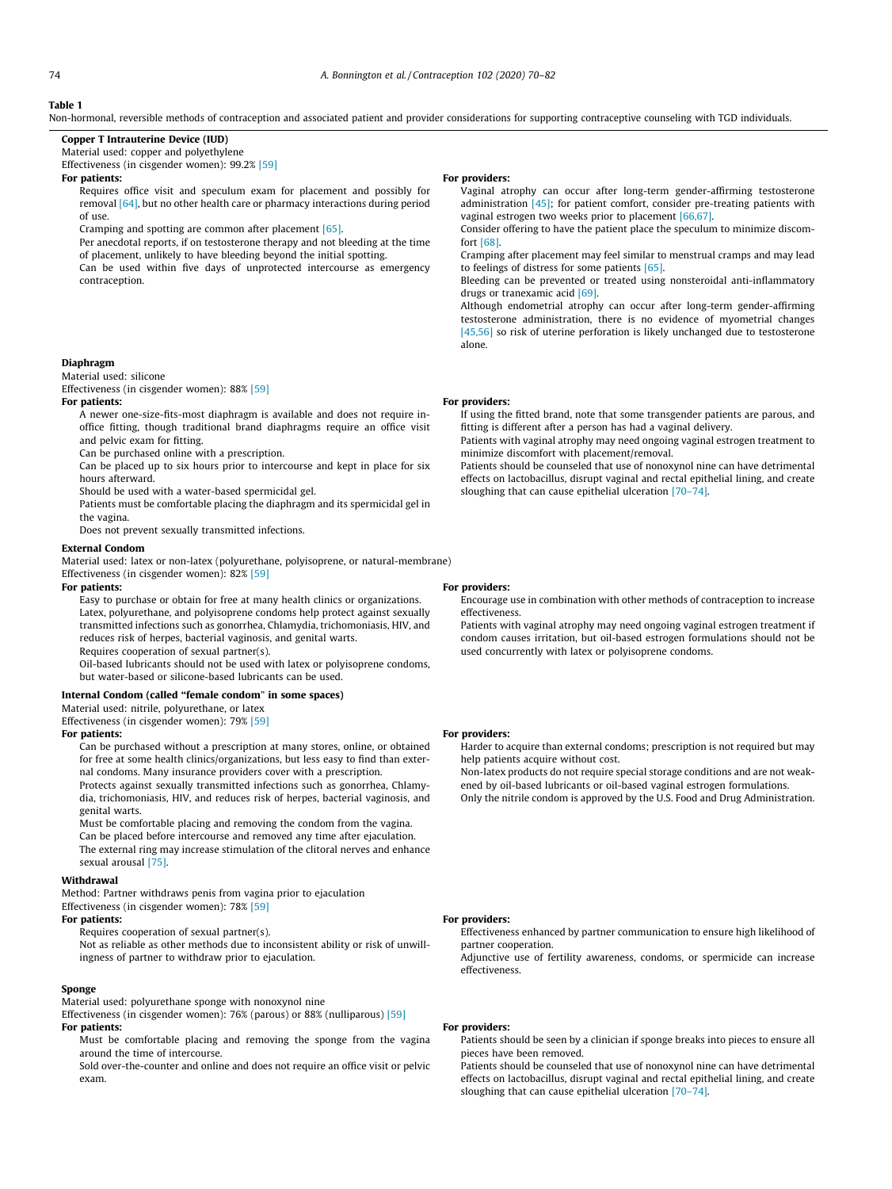**Table 1**

Non-hormonal, reversible methods of contraception and associated patient and provider considerations for supporting contraceptive counseling with TGD individuals.

### Copper T Intrauterine Device (IUD)

Material used: copper and polyethylene

Effectiveness (in cisgender women): 99.2% [59]

**For patients:**

- Requires office visit and speculum exam for placement and possibly for removal [64], but no other health care or pharmacy interactions during period of use.
- Cramping and spotting are common after placement [65].
- Per anecdotal reports, if on testosterone therapy and not bleeding at the time of placement, unlikely to have bleeding beyond the initial spotting.
- Can be used within five days of unprotected intercourse as emergency contraception.

**For providers:**

- Vaginal atrophy can occur after long-term gender-affirming testosterone administration [45]; for patient comfort, consider pre-treating patients with vaginal estrogen two weeks prior to placement [66,67].
- Consider offering to have the patient place the speculum to minimize discomfort [68].
- Cramping after placement may feel similar to menstrual cramps and may lead to feelings of distress for some patients [65].
- Bleeding can be prevented or treated using nonsteroidal anti-inflammatory drugs or tranexamic acid [69].
- Although endometrial atrophy can occur after long-term gender-affirming testosterone administration, there is no evidence of myometrial changes [45,56] so risk of uterine perforation is likely unchanged due to testosterone alone.

### Diaphragm

Material used: silicone

Effectiveness (in cisgender women): 88% [59]

**For patients:**

- A newer one-size-fits-most diaphragm is available and does not require in-office fitting, though traditional brand diaphragms require an office visit and pelvic exam for fitting.
- Can be purchased online with a prescription.
- Can be placed up to six hours prior to intercourse and kept in place for six hours afterward.
- Should be used with a water-based spermicidal gel.
- Patients must be comfortable placing the diaphragm and its spermicidal gel in the vagina.
- Does not prevent sexually transmitted infections.

**For providers:**

- If using the fitted brand, note that some transgender patients are parous, and fitting is different after a person has had a vaginal delivery.
- Patients with vaginal atrophy may need ongoing vaginal estrogen treatment to minimize discomfort with placement/removal.
- Patients should be counseled that use of nonoxynol nine can have detrimental effects on lactobacillus, disrupt vaginal and rectal epithelial lining, and create sloughing that can cause epithelial ulceration [70–74].

### External Condom

Material used: latex or non-latex (polyurethane, polyisoprene, or natural-membrane)

Effectiveness (in cisgender women): 82% [59]

**For patients:**

- Easy to purchase or obtain for free at many health clinics or organizations.
- Latex, polyurethane, and polyisoprene condoms help protect against sexually transmitted infections such as gonorrhea, Chlamydia, trichomoniasis, HIV, and reduces risk of herpes, bacterial vaginosis, and genital warts.
- Requires cooperation of sexual partner(s).
- Oil-based lubricants should not be used with latex or polyisoprene condoms, but water-based or silicone-based lubricants can be used.

**For providers:**

- Encourage use in combination with other methods of contraception to increase effectiveness.
- Patients with vaginal atrophy may need ongoing vaginal estrogen treatment if condom causes irritation, but oil-based estrogen formulations should not be used concurrently with latex or polyisoprene condoms.

### Internal Condom (called "female condom" in some spaces)

Material used: nitrile, polyurethane, or latex

Effectiveness (in cisgender women): 79% [59]

**For patients:**

- Can be purchased without a prescription at many stores, online, or obtained for free at some health clinics/organizations, but less easy to find than external condoms. Many insurance providers cover with a prescription.
- Protects against sexually transmitted infections such as gonorrhea, Chlamydia, trichomoniasis, HIV, and reduces risk of herpes, bacterial vaginosis, and genital warts.
- Must be comfortable placing and removing the condom from the vagina.
- Can be placed before intercourse and removed any time after ejaculation.
- The external ring may increase stimulation of the clitoral nerves and enhance sexual arousal [75].

**For providers:**

- Harder to acquire than external condoms; prescription is not required but may help patients acquire without cost.
- Non-latex products do not require special storage conditions and are not weakened by oil-based lubricants or oil-based vaginal estrogen formulations.
- Only the nitrile condom is approved by the U.S. Food and Drug Administration.

### Withdrawal

Method: Partner withdraws penis from vagina prior to ejaculation

Effectiveness (in cisgender women): 78% [59]

**For patients:**

- Requires cooperation of sexual partner(s).
- Not as reliable as other methods due to inconsistent ability or risk of unwillingness of partner to withdraw prior to ejaculation.

**For providers:**

- Effectiveness enhanced by partner communication to ensure high likelihood of partner cooperation.
- Adjunctive use of fertility awareness, condoms, or spermicide can increase effectiveness.

### Sponge

Material used: polyurethane sponge with nonoxynol nine

Effectiveness (in cisgender women): 76% (parous) or 88% (nulliparous) [59]

**For patients:**

- Must be comfortable placing and removing the sponge from the vagina around the time of intercourse.
- Sold over-the-counter and online and does not require an office visit or pelvic exam.

**For providers:**

- Patients should be seen by a clinician if sponge breaks into pieces to ensure all pieces have been removed.
- Patients should be counseled that use of nonoxynol nine can have detrimental effects on lactobacillus, disrupt vaginal and rectal epithelial lining, and create sloughing that can cause epithelial ulceration [70–74].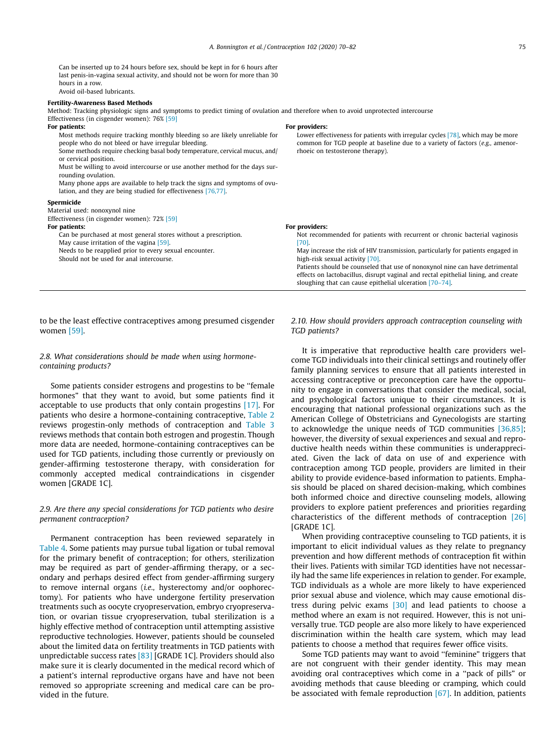| | |
|---|---|
| Can be inserted up to 24 hours before sex, should be kept in for 6 hours after last penis-in-vagina sexual activity, and should not be worn for more than 30 hours in a row.<br>Avoid oil-based lubricants. | |
| **Fertility-Awareness Based Methods**<br>Method: Tracking physiologic signs and symptoms to predict timing of ovulation and therefore when to avoid unprotected intercourse<br>Effectiveness (in cisgender women): 76% [59] | |
| **For patients:**<br>Most methods require tracking monthly bleeding so are likely unreliable for people who do not bleed or have irregular bleeding.<br>Some methods require checking basal body temperature, cervical mucus, and/or cervical position.<br>Must be willing to avoid intercourse or use another method for the days surrounding ovulation.<br>Many phone apps are available to help track the signs and symptoms of ovulation, and they are being studied for effectiveness [76,77]. | **For providers:**<br>Lower effectiveness for patients with irregular cycles [78], which may be more common for TGD people at baseline due to a variety of factors (*e.g.,* amenorrhoeic on testosterone therapy). |
| **Spermicide**<br>Material used: nonoxynol nine<br>Effectiveness (in cisgender women): 72% [59] | |
| **For patients:**<br>Can be purchased at most general stores without a prescription.<br>May cause irritation of the vagina [59].<br>Needs to be reapplied prior to every sexual encounter.<br>Should not be used for anal intercourse. | **For providers:**<br>Not recommended for patients with recurrent or chronic bacterial vaginosis [70].<br>May increase the risk of HIV transmission, particularly for patients engaged in high-risk sexual activity [70].<br>Patients should be counseled that use of nonoxynol nine can have detrimental effects on lactobacillus, disrupt vaginal and rectal epithelial lining, and create sloughing that can cause epithelial ulceration [70–74]. |

to be the least effective contraceptives among presumed cisgender women [59].

### 2.8. What considerations should be made when using hormone-containing products?

Some patients consider estrogens and progestins to be "female hormones" that they want to avoid, but some patients find it acceptable to use products that only contain progestins [17]. For patients who desire a hormone-containing contraceptive, Table 2 reviews progestin-only methods of contraception and Table 3 reviews methods that contain both estrogen and progestin. Though more data are needed, hormone-containing contraceptives can be used for TGD patients, including those currently or previously on gender-affirming testosterone therapy, with consideration for commonly accepted medical contraindications in cisgender women [GRADE 1C].

### 2.9. Are there any special considerations for TGD patients who desire permanent contraception?

Permanent contraception has been reviewed separately in Table 4. Some patients may pursue tubal ligation or tubal removal for the primary benefit of contraception; for others, sterilization may be required as part of gender-affirming therapy, or a secondary and perhaps desired effect from gender-affirming surgery to remove internal organs (*i.e.,* hysterectomy and/or oophorectomy). For patients who have undergone fertility preservation treatments such as oocyte cryopreservation, embryo cryopreservation, or ovarian tissue cryopreservation, tubal sterilization is a highly effective method of contraception until attempting assistive reproductive technologies. However, patients should be counseled about the limited data on fertility treatments in TGD patients with unpredictable success rates [83] [GRADE 1C]. Providers should also make sure it is clearly documented in the medical record which of a patient's internal reproductive organs have and have not been removed so appropriate screening and medical care can be provided in the future.

### 2.10. How should providers approach contraception counseling with TGD patients?

It is imperative that reproductive health care providers welcome TGD individuals into their clinical settings and routinely offer family planning services to ensure that all patients interested in accessing contraceptive or preconception care have the opportunity to engage in conversations that consider the medical, social, and psychological factors unique to their circumstances. It is encouraging that national professional organizations such as the American College of Obstetricians and Gynecologists are starting to acknowledge the unique needs of TGD communities [36,85]; however, the diversity of sexual experiences and sexual and reproductive health needs within these communities is underappreciated. Given the lack of data on use of and experience with contraception among TGD people, providers are limited in their ability to provide evidence-based information to patients. Emphasis should be placed on shared decision-making, which combines both informed choice and directive counseling models, allowing providers to explore patient preferences and priorities regarding characteristics of the different methods of contraception [26] [GRADE 1C].

When providing contraceptive counseling to TGD patients, it is important to elicit individual values as they relate to pregnancy prevention and how different methods of contraception fit within their lives. Patients with similar TGD identities have not necessarily had the same life experiences in relation to gender. For example, TGD individuals as a whole are more likely to have experienced prior sexual abuse and violence, which may cause emotional distress during pelvic exams [30] and lead patients to choose a method where an exam is not required. However, this is not universally true. TGD people are also more likely to have experienced discrimination within the health care system, which may lead patients to choose a method that requires fewer office visits.

Some TGD patients may want to avoid "feminine" triggers that are not congruent with their gender identity. This may mean avoiding oral contraceptives which come in a "pack of pills" or avoiding methods that cause bleeding or cramping, which could be associated with female reproduction [67]. In addition, patients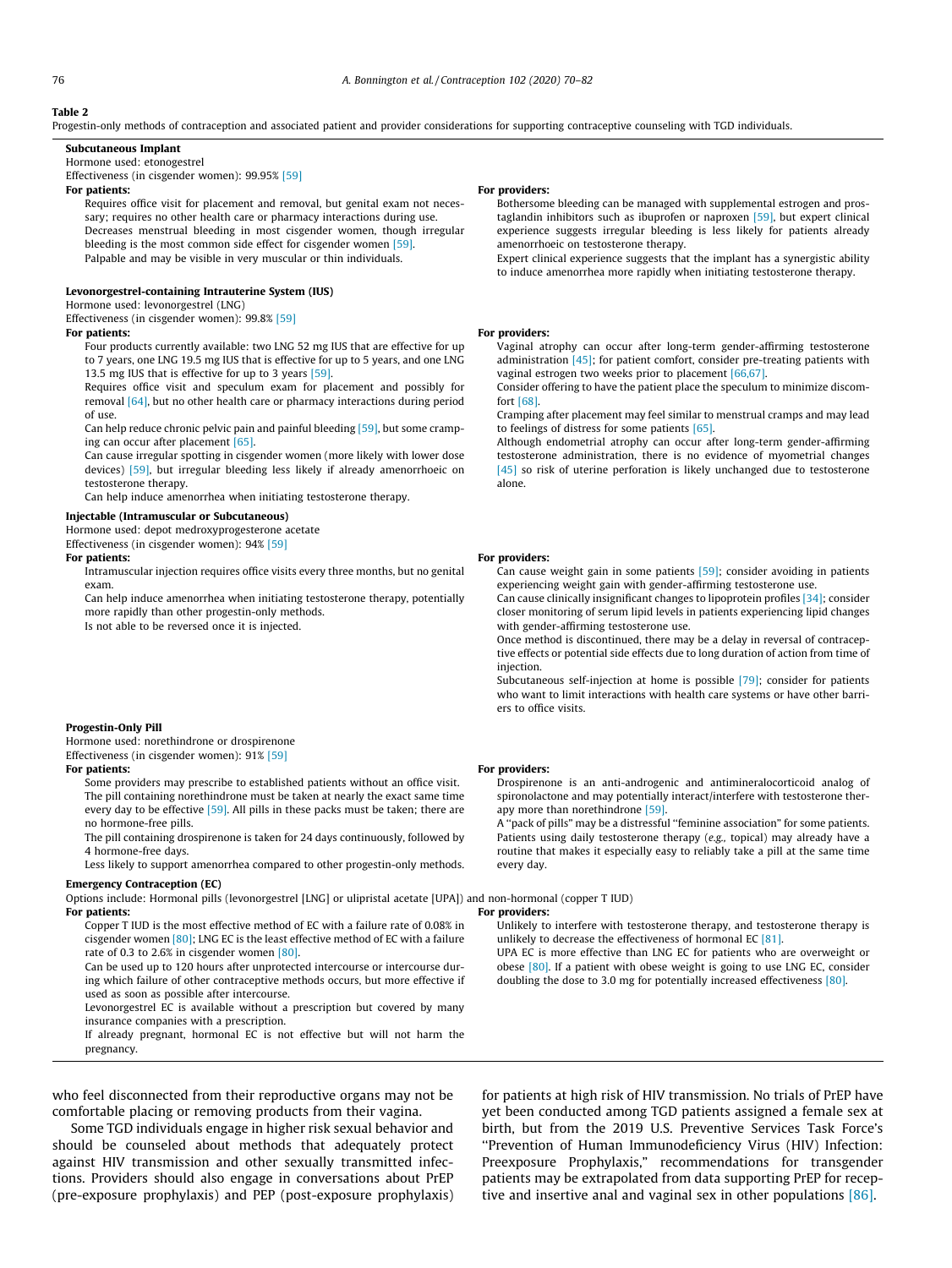**Table 2**

Progestin-only methods of contraception and associated patient and provider considerations for supporting contraceptive counseling with TGD individuals.

| For patients | For providers |
|---|---|
| **Subcutaneous Implant**<br>Hormone used: etonogestrel<br>Effectiveness (in cisgender women): 99.95% [59] | |
| **For patients:**<br>Requires office visit for placement and removal, but genital exam not necessary; requires no other health care or pharmacy interactions during use.<br>Decreases menstrual bleeding in most cisgender women, though irregular bleeding is the most common side effect for cisgender women [59].<br>Palpable and may be visible in very muscular or thin individuals. | **For providers:**<br>Bothersome bleeding can be managed with supplemental estrogen and prostaglandin inhibitors such as ibuprofen or naproxen [59], but expert clinical experience suggests irregular bleeding is less likely for patients already amenorrhoeic on testosterone therapy.<br>Expert clinical experience suggests that the implant has a synergistic ability to induce amenorrhea more rapidly when initiating testosterone therapy. |
| **Levonorgestrel-containing Intrauterine System (IUS)**<br>Hormone used: levonorgestrel (LNG)<br>Effectiveness (in cisgender women): 99.8% [59] | |
| **For patients:**<br>Four products currently available: two LNG 52 mg IUS that are effective for up to 7 years, one LNG 19.5 mg IUS that is effective for up to 5 years, and one LNG 13.5 mg IUS that is effective for up to 3 years [59].<br>Requires office visit and speculum exam for placement and possibly for removal [64], but no other health care or pharmacy interactions during period of use.<br>Can help reduce chronic pelvic pain and painful bleeding [59], but some cramping can occur after placement [65].<br>Can cause irregular spotting in cisgender women (more likely with lower dose devices) [59], but irregular bleeding less likely if already amenorrhoeic on testosterone therapy.<br>Can help induce amenorrhea when initiating testosterone therapy. | **For providers:**<br>Vaginal atrophy can occur after long-term gender-affirming testosterone administration [45]; for patient comfort, consider pre-treating patients with vaginal estrogen two weeks prior to placement [66,67].<br>Consider offering to have the patient place the speculum to minimize discomfort [68].<br>Cramping after placement may feel similar to menstrual cramps and may lead to feelings of distress for some patients [65].<br>Although endometrial atrophy can occur after long-term gender-affirming testosterone administration, there is no evidence of myometrial changes [45] so risk of uterine perforation is likely unchanged due to testosterone alone. |
| **Injectable (Intramuscular or Subcutaneous)**<br>Hormone used: depot medroxyprogesterone acetate<br>Effectiveness (in cisgender women): 94% [59] | |
| **For patients:**<br>Intramuscular injection requires office visits every three months, but no genital exam.<br>Can help induce amenorrhea when initiating testosterone therapy, potentially more rapidly than other progestin-only methods.<br>Is not able to be reversed once it is injected. | **For providers:**<br>Can cause weight gain in some patients [59]; consider avoiding in patients experiencing weight gain with gender-affirming testosterone use.<br>Can cause clinically insignificant changes to lipoprotein profiles [34]; consider closer monitoring of serum lipid levels in patients experiencing lipid changes with gender-affirming testosterone use.<br>Once method is discontinued, there may be a delay in reversal of contraceptive effects or potential side effects due to long duration of action from time of injection.<br>Subcutaneous self-injection at home is possible [79]; consider for patients who want to limit interactions with health care systems or have other barriers to office visits. |
| **Progestin-Only Pill**<br>Hormone used: norethindrone or drospirenone<br>Effectiveness (in cisgender women): 91% [59] | |
| **For patients:**<br>Some providers may prescribe to established patients without an office visit.<br>The pill containing norethindrone must be taken at nearly the exact same time every day to be effective [59]. All pills in these packs must be taken; there are no hormone-free pills.<br>The pill containing drospirenone is taken for 24 days continuously, followed by 4 hormone-free days.<br>Less likely to support amenorrhea compared to other progestin-only methods. | **For providers:**<br>Drospirenone is an anti-androgenic and antimineralocorticoid analog of spironolactone and may potentially interact/interfere with testosterone therapy more than norethindrone [59].<br>A "pack of pills" may be a distressful "feminine association" for some patients.<br>Patients using daily testosterone therapy (*e.g.*, topical) may already have a routine that makes it especially easy to reliably take a pill at the same time every day. |
| **Emergency Contraception (EC)**<br>Options include: Hormonal pills (levonorgestrel [LNG] or ulipristal acetate [UPA]) and non-hormonal (copper T IUD) | |
| **For patients:**<br>Copper T IUD is the most effective method of EC with a failure rate of 0.08% in cisgender women [80]; LNG EC is the least effective method of EC with a failure rate of 0.3 to 2.6% in cisgender women [80].<br>Can be used up to 120 hours after unprotected intercourse or intercourse during which failure of other contraceptive methods occurs, but more effective if used as soon as possible after intercourse.<br>Levonorgestrel EC is available without a prescription but covered by many insurance companies with a prescription.<br>If already pregnant, hormonal EC is not effective but will not harm the pregnancy. | **For providers:**<br>Unlikely to interfere with testosterone therapy, and testosterone therapy is unlikely to decrease the effectiveness of hormonal EC [81].<br>UPA EC is more effective than LNG EC for patients who are overweight or obese [80]. If a patient with obese weight is going to use LNG EC, consider doubling the dose to 3.0 mg for potentially increased effectiveness [80]. |

who feel disconnected from their reproductive organs may not be comfortable placing or removing products from their vagina.

Some TGD individuals engage in higher risk sexual behavior and should be counseled about methods that adequately protect against HIV transmission and other sexually transmitted infections. Providers should also engage in conversations about PrEP (pre-exposure prophylaxis) and PEP (post-exposure prophylaxis) for patients at high risk of HIV transmission. No trials of PrEP have yet been conducted among TGD patients assigned a female sex at birth, but from the 2019 U.S. Preventive Services Task Force's "Prevention of Human Immunodeficiency Virus (HIV) Infection: Preexposure Prophylaxis," recommendations for transgender patients may be extrapolated from data supporting PrEP for receptive and insertive anal and vaginal sex in other populations [86].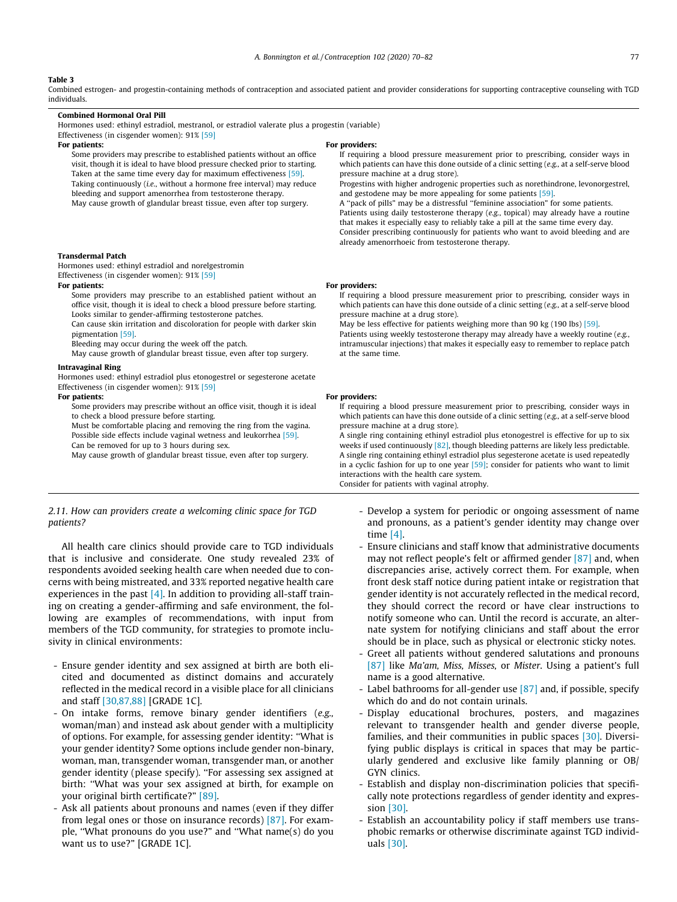**Table 3**

Combined estrogen- and progestin-containing methods of contraception and associated patient and provider considerations for supporting contraceptive counseling with TGD individuals.

**Combined Hormonal Oral Pill**

Hormones used: ethinyl estradiol, mestranol, or estradiol valerate plus a progestin (variable)

Effectiveness (in cisgender women): 91% [59]

| For patients: | For providers: |
|---|---|
| Some providers may prescribe to established patients without an office visit, though it is ideal to have blood pressure checked prior to starting.<br>Taken at the same time every day for maximum effectiveness [59].<br>Taking continuously (*i.e.*, without a hormone free interval) may reduce bleeding and support amenorrhea from testosterone therapy.<br>May cause growth of glandular breast tissue, even after top surgery. | If requiring a blood pressure measurement prior to prescribing, consider ways in which patients can have this done outside of a clinic setting (*e.g.*, at a self-serve blood pressure machine at a drug store).<br>Progestins with higher androgenic properties such as norethindrone, levonorgestrel, and gestodene may be more appealing for some patients [59].<br>A "pack of pills" may be a distressful "feminine association" for some patients.<br>Patients using daily testosterone therapy (*e.g.*, topical) may already have a routine that makes it especially easy to reliably take a pill at the same time every day.<br>Consider prescribing continuously for patients who want to avoid bleeding and are already amenorrhoeic from testosterone therapy. |

**Transdermal Patch**

Hormones used: ethinyl estradiol and norelgestromin

Effectiveness (in cisgender women): 91% [59]

| For patients: | For providers: |
|---|---|
| Some providers may prescribe to an established patient without an office visit, though it is ideal to check a blood pressure before starting.<br>Looks similar to gender-affirming testosterone patches.<br>Can cause skin irritation and discoloration for people with darker skin pigmentation [59].<br>Bleeding may occur during the week off the patch.<br>May cause growth of glandular breast tissue, even after top surgery. | If requiring a blood pressure measurement prior to prescribing, consider ways in which patients can have this done outside of a clinic setting (*e.g.*, at a self-serve blood pressure machine at a drug store).<br>May be less effective for patients weighing more than 90 kg (190 lbs) [59].<br>Patients using weekly testosterone therapy may already have a weekly routine (*e.g.*, intramuscular injections) that makes it especially easy to remember to replace patch at the same time. |

**Intravaginal Ring**

Hormones used: ethinyl estradiol plus etonogestrel or segesterone acetate

Effectiveness (in cisgender women): 91% [59]

| For patients: | For providers: |
|---|---|
| Some providers may prescribe without an office visit, though it is ideal to check a blood pressure before starting.<br>Must be comfortable placing and removing the ring from the vagina.<br>Possible side effects include vaginal wetness and leukorrhea [59].<br>Can be removed for up to 3 hours during sex.<br>May cause growth of glandular breast tissue, even after top surgery. | If requiring a blood pressure measurement prior to prescribing, consider ways in which patients can have this done outside of a clinic setting (*e.g.*, at a self-serve blood pressure machine at a drug store).<br>A single ring containing ethinyl estradiol plus etonogestrel is effective for up to six weeks if used continuously [82], though bleeding patterns are likely less predictable.<br>A single ring containing ethinyl estradiol plus segesterone acetate is used repeatedly in a cyclic fashion for up to one year [59]; consider for patients who want to limit interactions with the health care system.<br>Consider for patients with vaginal atrophy. |

### *2.11. How can providers create a welcoming clinic space for TGD patients?*

All health care clinics should provide care to TGD individuals that is inclusive and considerate. One study revealed 23% of respondents avoided seeking health care when needed due to concerns with being mistreated, and 33% reported negative health care experiences in the past [4]. In addition to providing all-staff training on creating a gender-affirming and safe environment, the following are examples of recommendations, with input from members of the TGD community, for strategies to promote inclusivity in clinical environments:

- Ensure gender identity and sex assigned at birth are both elicited and documented as distinct domains and accurately reflected in the medical record in a visible place for all clinicians and staff [30,87,88] [GRADE 1C].
- On intake forms, remove binary gender identifiers (*e.g.*, woman/man) and instead ask about gender with a multiplicity of options. For example, for assessing gender identity: "What is your gender identity? Some options include gender non-binary, woman, man, transgender woman, transgender man, or another gender identity (please specify). "For assessing sex assigned at birth: "What was your sex assigned at birth, for example on your original birth certificate?" [89].
- Ask all patients about pronouns and names (even if they differ from legal ones or those on insurance records) [87]. For example, "What pronouns do you use?" and "What name(s) do you want us to use?" [GRADE 1C].
- Develop a system for periodic or ongoing assessment of name and pronouns, as a patient's gender identity may change over time [4].
- Ensure clinicians and staff know that administrative documents may not reflect people's felt or affirmed gender [87] and, when discrepancies arise, actively correct them. For example, when front desk staff notice during patient intake or registration that gender identity is not accurately reflected in the medical record, they should correct the record or have clear instructions to notify someone who can. Until the record is accurate, an alternate system for notifying clinicians and staff about the error should be in place, such as physical or electronic sticky notes.
- Greet all patients without gendered salutations and pronouns [87] like *Ma'am, Miss, Misses,* or *Mister*. Using a patient's full name is a good alternative.
- Label bathrooms for all-gender use [87] and, if possible, specify which do and do not contain urinals.
- Display educational brochures, posters, and magazines relevant to transgender health and gender diverse people, families, and their communities in public spaces [30]. Diversifying public displays is critical in spaces that may be particularly gendered and exclusive like family planning or OB/GYN clinics.
- Establish and display non-discrimination policies that specifically note protections regardless of gender identity and expression [30].
- Establish an accountability policy if staff members use transphobic remarks or otherwise discriminate against TGD individuals [30].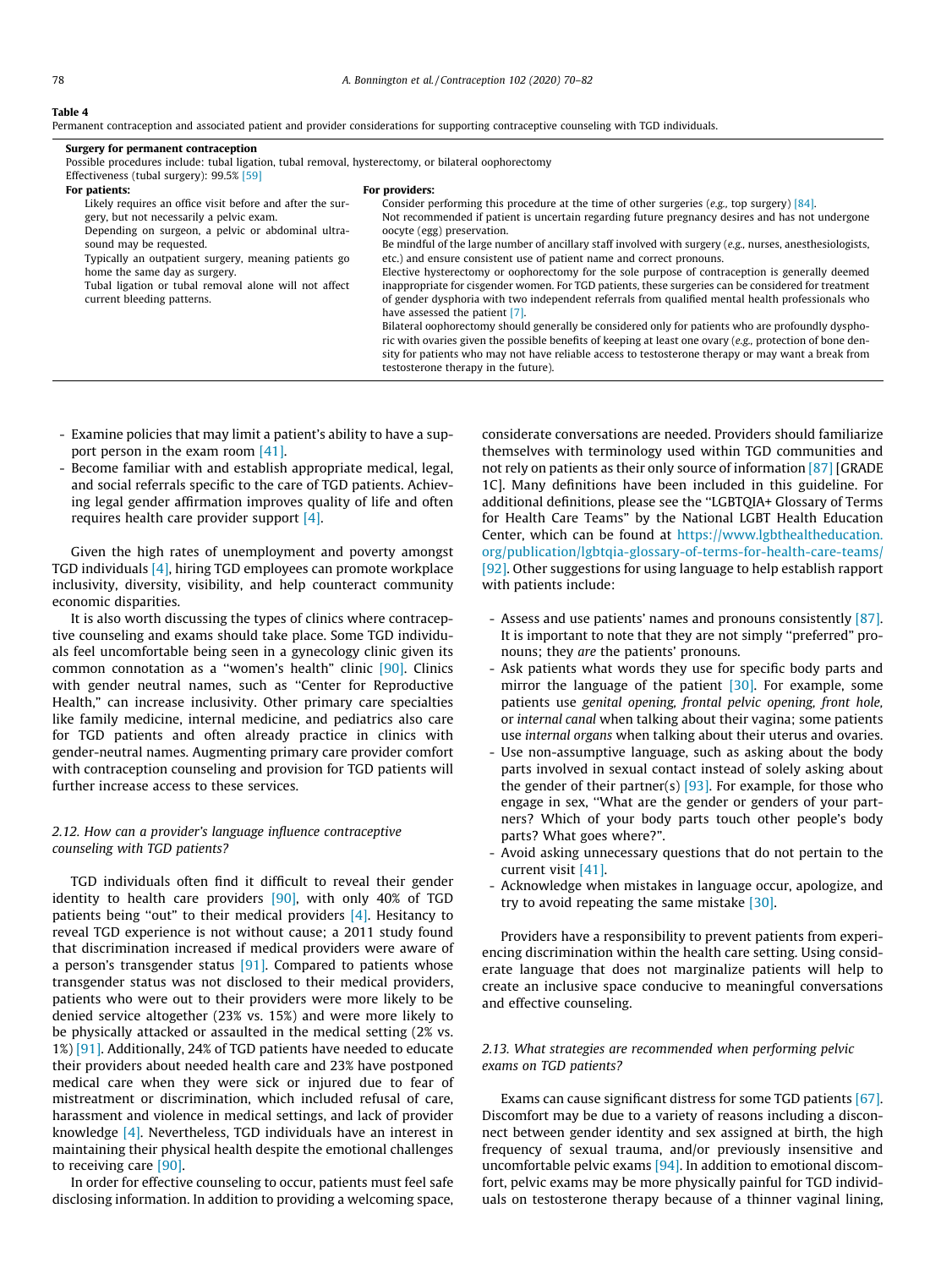**Table 4**
Permanent contraception and associated patient and provider considerations for supporting contraceptive counseling with TGD individuals.

| **Surgery for permanent contraception** | |
|---|---|
| Possible procedures include: tubal ligation, tubal removal, hysterectomy, or bilateral oophorectomy | |
| Effectiveness (tubal surgery): 99.5% [59] | |
| **For patients:** | **For providers:** |
| Likely requires an office visit before and after the surgery, but not necessarily a pelvic exam. | Consider performing this procedure at the time of other surgeries (*e.g.*, top surgery) [84]. |
| Depending on surgeon, a pelvic or abdominal ultrasound may be requested. | Not recommended if patient is uncertain regarding future pregnancy desires and has not undergone oocyte (egg) preservation. |
| Typically an outpatient surgery, meaning patients go home the same day as surgery. | Be mindful of the large number of ancillary staff involved with surgery (*e.g.*, nurses, anesthesiologists, etc.) and ensure consistent use of patient name and correct pronouns. |
| Tubal ligation or tubal removal alone will not affect current bleeding patterns. | Elective hysterectomy or oophorectomy for the sole purpose of contraception is generally deemed inappropriate for cisgender women. For TGD patients, these surgeries can be considered for treatment of gender dysphoria with two independent referrals from qualified mental health professionals who have assessed the patient [7]. |
| | Bilateral oophorectomy should generally be considered only for patients who are profoundly dysphoric with ovaries given the possible benefits of keeping at least one ovary (*e.g.*, protection of bone density for patients who may not have reliable access to testosterone therapy or may want a break from testosterone therapy in the future). |

- Examine policies that may limit a patient's ability to have a support person in the exam room [41].
- Become familiar with and establish appropriate medical, legal, and social referrals specific to the care of TGD patients. Achieving legal gender affirmation improves quality of life and often requires health care provider support [4].

Given the high rates of unemployment and poverty amongst TGD individuals [4], hiring TGD employees can promote workplace inclusivity, diversity, visibility, and help counteract community economic disparities.

It is also worth discussing the types of clinics where contraceptive counseling and exams should take place. Some TGD individuals feel uncomfortable being seen in a gynecology clinic given its common connotation as a "women's health" clinic [90]. Clinics with gender neutral names, such as "Center for Reproductive Health," can increase inclusivity. Other primary care specialties like family medicine, internal medicine, and pediatrics also care for TGD patients and often already practice in clinics with gender-neutral names. Augmenting primary care provider comfort with contraception counseling and provision for TGD patients will further increase access to these services.

### *2.12. How can a provider's language influence contraceptive counseling with TGD patients?*

TGD individuals often find it difficult to reveal their gender identity to health care providers [90], with only 40% of TGD patients being "out" to their medical providers [4]. Hesitancy to reveal TGD experience is not without cause; a 2011 study found that discrimination increased if medical providers were aware of a person's transgender status [91]. Compared to patients whose transgender status was not disclosed to their medical providers, patients who were out to their providers were more likely to be denied service altogether (23% vs. 15%) and were more likely to be physically attacked or assaulted in the medical setting (2% vs. 1%) [91]. Additionally, 24% of TGD patients have needed to educate their providers about needed health care and 23% have postponed medical care when they were sick or injured due to fear of mistreatment or discrimination, which included refusal of care, harassment and violence in medical settings, and lack of provider knowledge [4]. Nevertheless, TGD individuals have an interest in maintaining their physical health despite the emotional challenges to receiving care [90].

In order for effective counseling to occur, patients must feel safe disclosing information. In addition to providing a welcoming space, considerate conversations are needed. Providers should familiarize themselves with terminology used within TGD communities and not rely on patients as their only source of information [87] [GRADE 1C]. Many definitions have been included in this guideline. For additional definitions, please see the "LGBTQIA+ Glossary of Terms for Health Care Teams" by the National LGBT Health Education Center, which can be found at https://www.lgbthealtheducation.org/publication/lgbtqia-glossary-of-terms-for-health-care-teams/ [92]. Other suggestions for using language to help establish rapport with patients include:

- Assess and use patients' names and pronouns consistently [87]. It is important to note that they are not simply "preferred" pronouns; they *are* the patients' pronouns.
- Ask patients what words they use for specific body parts and mirror the language of the patient [30]. For example, some patients use *genital opening, frontal pelvic opening, front hole,* or *internal canal* when talking about their vagina; some patients use *internal organs* when talking about their uterus and ovaries.
- Use non-assumptive language, such as asking about the body parts involved in sexual contact instead of solely asking about the gender of their partner(s) [93]. For example, for those who engage in sex, "What are the gender or genders of your partners? Which of your body parts touch other people's body parts? What goes where?".
- Avoid asking unnecessary questions that do not pertain to the current visit [41].
- Acknowledge when mistakes in language occur, apologize, and try to avoid repeating the same mistake [30].

Providers have a responsibility to prevent patients from experiencing discrimination within the health care setting. Using considerate language that does not marginalize patients will help to create an inclusive space conducive to meaningful conversations and effective counseling.

### *2.13. What strategies are recommended when performing pelvic exams on TGD patients?*

Exams can cause significant distress for some TGD patients [67]. Discomfort may be due to a variety of reasons including a disconnect between gender identity and sex assigned at birth, the high frequency of sexual trauma, and/or previously insensitive and uncomfortable pelvic exams [94]. In addition to emotional discomfort, pelvic exams may be more physically painful for TGD individuals on testosterone therapy because of a thinner vaginal lining,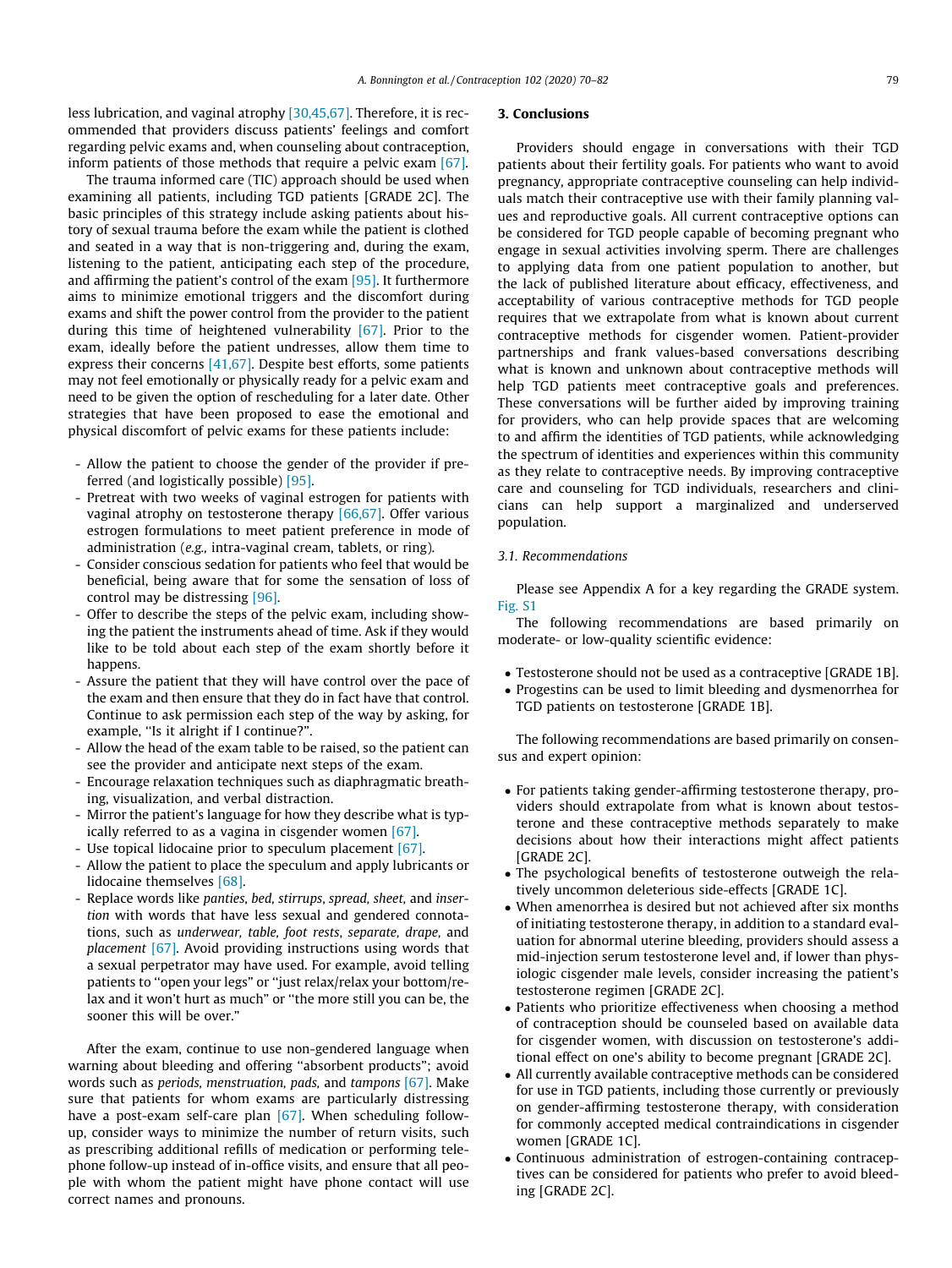less lubrication, and vaginal atrophy [30,45,67]. Therefore, it is recommended that providers discuss patients' feelings and comfort regarding pelvic exams and, when counseling about contraception, inform patients of those methods that require a pelvic exam [67].

The trauma informed care (TIC) approach should be used when examining all patients, including TGD patients [GRADE 2C]. The basic principles of this strategy include asking patients about history of sexual trauma before the exam while the patient is clothed and seated in a way that is non-triggering and, during the exam, listening to the patient, anticipating each step of the procedure, and affirming the patient's control of the exam [95]. It furthermore aims to minimize emotional triggers and the discomfort during exams and shift the power control from the provider to the patient during this time of heightened vulnerability [67]. Prior to the exam, ideally before the patient undresses, allow them time to express their concerns [41,67]. Despite best efforts, some patients may not feel emotionally or physically ready for a pelvic exam and need to be given the option of rescheduling for a later date. Other strategies that have been proposed to ease the emotional and physical discomfort of pelvic exams for these patients include:

- Allow the patient to choose the gender of the provider if preferred (and logistically possible) [95].
- Pretreat with two weeks of vaginal estrogen for patients with vaginal atrophy on testosterone therapy [66,67]. Offer various estrogen formulations to meet patient preference in mode of administration (*e.g.,* intra-vaginal cream, tablets, or ring).
- Consider conscious sedation for patients who feel that would be beneficial, being aware that for some the sensation of loss of control may be distressing [96].
- Offer to describe the steps of the pelvic exam, including showing the patient the instruments ahead of time. Ask if they would like to be told about each step of the exam shortly before it happens.
- Assure the patient that they will have control over the pace of the exam and then ensure that they do in fact have that control. Continue to ask permission each step of the way by asking, for example, "Is it alright if I continue?".
- Allow the head of the exam table to be raised, so the patient can see the provider and anticipate next steps of the exam.
- Encourage relaxation techniques such as diaphragmatic breathing, visualization, and verbal distraction.
- Mirror the patient's language for how they describe what is typically referred to as a vagina in cisgender women [67].
- Use topical lidocaine prior to speculum placement [67].
- Allow the patient to place the speculum and apply lubricants or lidocaine themselves [68].
- Replace words like *panties*, *bed*, *stirrups*, *spread*, *sheet*, and *insertion* with words that have less sexual and gendered connotations, such as *underwear*, *table*, *foot rests*, *separate*, *drape*, and *placement* [67]. Avoid providing instructions using words that a sexual perpetrator may have used. For example, avoid telling patients to "open your legs" or "just relax/relax your bottom/relax and it won't hurt as much" or "the more still you can be, the sooner this will be over."

After the exam, continue to use non-gendered language when warning about bleeding and offering "absorbent products"; avoid words such as *periods*, *menstruation*, *pads*, and *tampons* [67]. Make sure that patients for whom exams are particularly distressing have a post-exam self-care plan [67]. When scheduling follow-up, consider ways to minimize the number of return visits, such as prescribing additional refills of medication or performing telephone follow-up instead of in-office visits, and ensure that all people with whom the patient might have phone contact will use correct names and pronouns.

## 3. Conclusions

Providers should engage in conversations with their TGD patients about their fertility goals. For patients who want to avoid pregnancy, appropriate contraceptive counseling can help individuals match their contraceptive use with their family planning values and reproductive goals. All current contraceptive options can be considered for TGD people capable of becoming pregnant who engage in sexual activities involving sperm. There are challenges to applying data from one patient population to another, but the lack of published literature about efficacy, effectiveness, and acceptability of various contraceptive methods for TGD people requires that we extrapolate from what is known about current contraceptive methods for cisgender women. Patient-provider partnerships and frank values-based conversations describing what is known and unknown about contraceptive methods will help TGD patients meet contraceptive goals and preferences. These conversations will be further aided by improving training for providers, who can help provide spaces that are welcoming to and affirm the identities of TGD patients, while acknowledging the spectrum of identities and experiences within this community as they relate to contraceptive needs. By improving contraceptive care and counseling for TGD individuals, researchers and clinicians can help support a marginalized and underserved population.

### 3.1. Recommendations

Please see Appendix A for a key regarding the GRADE system. Fig. S1

The following recommendations are based primarily on moderate- or low-quality scientific evidence:

- Testosterone should not be used as a contraceptive [GRADE 1B].
- Progestins can be used to limit bleeding and dysmenorrhea for TGD patients on testosterone [GRADE 1B].

The following recommendations are based primarily on consensus and expert opinion:

- For patients taking gender-affirming testosterone therapy, providers should extrapolate from what is known about testosterone and these contraceptive methods separately to make decisions about how their interactions might affect patients [GRADE 2C].
- The psychological benefits of testosterone outweigh the relatively uncommon deleterious side-effects [GRADE 1C].
- When amenorrhea is desired but not achieved after six months of initiating testosterone therapy, in addition to a standard evaluation for abnormal uterine bleeding, providers should assess a mid-injection serum testosterone level and, if lower than physiologic cisgender male levels, consider increasing the patient's testosterone regimen [GRADE 2C].
- Patients who prioritize effectiveness when choosing a method of contraception should be counseled based on available data for cisgender women, with discussion on testosterone's additional effect on one's ability to become pregnant [GRADE 2C].
- All currently available contraceptive methods can be considered for use in TGD patients, including those currently or previously on gender-affirming testosterone therapy, with consideration for commonly accepted medical contraindications in cisgender women [GRADE 1C].
- Continuous administration of estrogen-containing contraceptives can be considered for patients who prefer to avoid bleeding [GRADE 2C].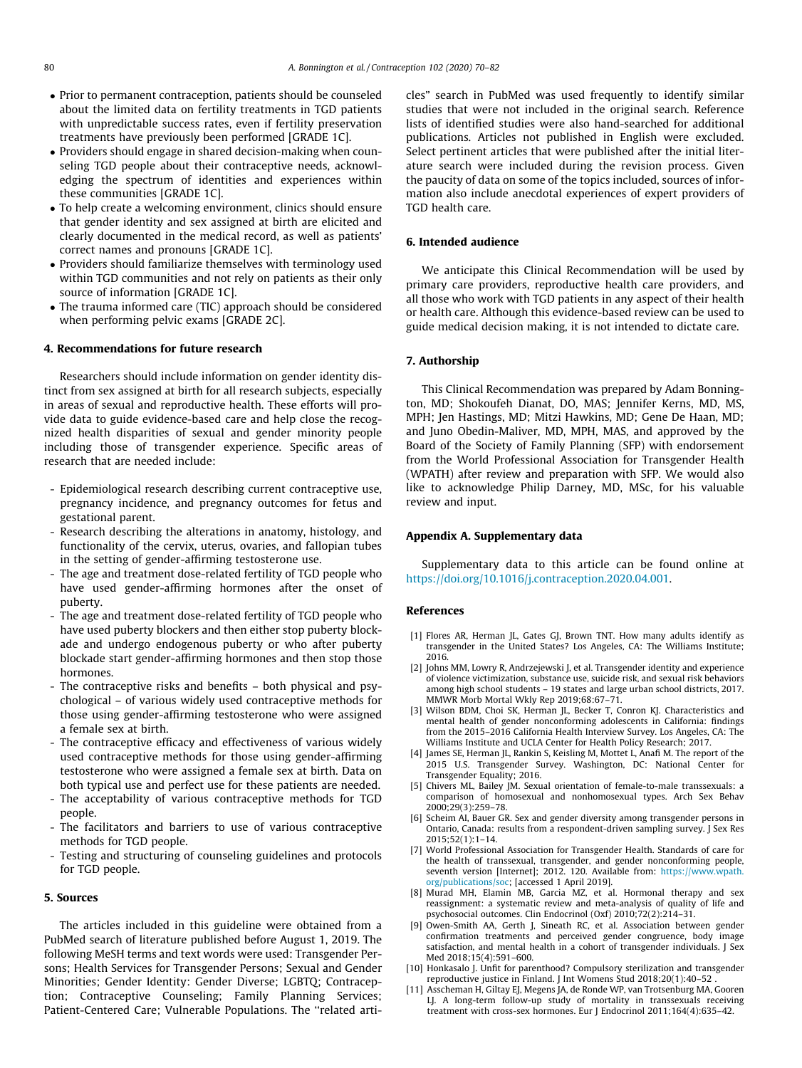- Prior to permanent contraception, patients should be counseled about the limited data on fertility treatments in TGD patients with unpredictable success rates, even if fertility preservation treatments have previously been performed [GRADE 1C].
- Providers should engage in shared decision-making when counseling TGD people about their contraceptive needs, acknowledging the spectrum of identities and experiences within these communities [GRADE 1C].
- To help create a welcoming environment, clinics should ensure that gender identity and sex assigned at birth are elicited and clearly documented in the medical record, as well as patients' correct names and pronouns [GRADE 1C].
- Providers should familiarize themselves with terminology used within TGD communities and not rely on patients as their only source of information [GRADE 1C].
- The trauma informed care (TIC) approach should be considered when performing pelvic exams [GRADE 2C].

## 4. Recommendations for future research

Researchers should include information on gender identity distinct from sex assigned at birth for all research subjects, especially in areas of sexual and reproductive health. These efforts will provide data to guide evidence-based care and help close the recognized health disparities of sexual and gender minority people including those of transgender experience. Specific areas of research that are needed include:

- Epidemiological research describing current contraceptive use, pregnancy incidence, and pregnancy outcomes for fetus and gestational parent.
- Research describing the alterations in anatomy, histology, and functionality of the cervix, uterus, ovaries, and fallopian tubes in the setting of gender-affirming testosterone use.
- The age and treatment dose-related fertility of TGD people who have used gender-affirming hormones after the onset of puberty.
- The age and treatment dose-related fertility of TGD people who have used puberty blockers and then either stop puberty blockade and undergo endogenous puberty or who after puberty blockade start gender-affirming hormones and then stop those hormones.
- The contraceptive risks and benefits – both physical and psychological – of various widely used contraceptive methods for those using gender-affirming testosterone who were assigned a female sex at birth.
- The contraceptive efficacy and effectiveness of various widely used contraceptive methods for those using gender-affirming testosterone who were assigned a female sex at birth. Data on both typical use and perfect use for these patients are needed.
- The acceptability of various contraceptive methods for TGD people.
- The facilitators and barriers to use of various contraceptive methods for TGD people.
- Testing and structuring of counseling guidelines and protocols for TGD people.

## 5. Sources

The articles included in this guideline were obtained from a PubMed search of literature published before August 1, 2019. The following MeSH terms and text words were used: Transgender Persons; Health Services for Transgender Persons; Sexual and Gender Minorities; Gender Identity: Gender Diverse; LGBTQ; Contraception; Contraceptive Counseling; Family Planning Services; Patient-Centered Care; Vulnerable Populations. The "related articles" search in PubMed was used frequently to identify similar studies that were not included in the original search. Reference lists of identified studies were also hand-searched for additional publications. Articles not published in English were excluded. Select pertinent articles that were published after the initial literature search were included during the revision process. Given the paucity of data on some of the topics included, sources of information also include anecdotal experiences of expert providers of TGD health care.

## 6. Intended audience

We anticipate this Clinical Recommendation will be used by primary care providers, reproductive health care providers, and all those who work with TGD patients in any aspect of their health or health care. Although this evidence-based review can be used to guide medical decision making, it is not intended to dictate care.

## 7. Authorship

This Clinical Recommendation was prepared by Adam Bonnington, MD; Shokoufeh Dianat, DO, MAS; Jennifer Kerns, MD, MS, MPH; Jen Hastings, MD; Mitzi Hawkins, MD; Gene De Haan, MD; and Juno Obedin-Maliver, MD, MPH, MAS, and approved by the Board of the Society of Family Planning (SFP) with endorsement from the World Professional Association for Transgender Health (WPATH) after review and preparation with SFP. We would also like to acknowledge Philip Darney, MD, MSc, for his valuable review and input.

## Appendix A. Supplementary data

Supplementary data to this article can be found online at https://doi.org/10.1016/j.contraception.2020.04.001.

## References

[1] Flores AR, Herman JL, Gates GJ, Brown TNT. How many adults identify as transgender in the United States? Los Angeles, CA: The Williams Institute; 2016.

[2] Johns MM, Lowry R, Andrzejewski J, et al. Transgender identity and experience of violence victimization, substance use, suicide risk, and sexual risk behaviors among high school students – 19 states and large urban school districts, 2017. MMWR Morb Mortal Wkly Rep 2019;68:67–71.

[3] Wilson BDM, Choi SK, Herman JL, Becker T, Conron KJ. Characteristics and mental health of gender nonconforming adolescents in California: findings from the 2015–2016 California Health Interview Survey. Los Angeles, CA: The Williams Institute and UCLA Center for Health Policy Research; 2017.

[4] James SE, Herman JL, Rankin S, Keisling M, Mottet L, Anafi M. The report of the 2015 U.S. Transgender Survey. Washington, DC: National Center for Transgender Equality; 2016.

[5] Chivers ML, Bailey JM. Sexual orientation of female-to-male transsexuals: a comparison of homosexual and nonhomosexual types. Arch Sex Behav 2000;29(3):259–78.

[6] Scheim AI, Bauer GR. Sex and gender diversity among transgender persons in Ontario, Canada: results from a respondent-driven sampling survey. J Sex Res 2015;52(1):1–14.

[7] World Professional Association for Transgender Health. Standards of care for the health of transsexual, transgender, and gender nonconforming people, seventh version [Internet]; 2012. 120. Available from: https://www.wpath.org/publications/soc; [accessed 1 April 2019].

[8] Murad MH, Elamin MB, Garcia MZ, et al. Hormonal therapy and sex reassignment: a systematic review and meta-analysis of quality of life and psychosocial outcomes. Clin Endocrinol (Oxf) 2010;72(2):214–31.

[9] Owen-Smith AA, Gerth J, Sineath RC, et al. Association between gender confirmation treatments and perceived gender congruence, body image satisfaction, and mental health in a cohort of transgender individuals. J Sex Med 2018;15(4):591–600.

[10] Honkasalo J. Unfit for parenthood? Compulsory sterilization and transgender reproductive justice in Finland. J Int Womens Stud 2018;20(1):40–52 .

[11] Asscheman H, Giltay EJ, Megens JA, de Ronde WP, van Trotsenburg MA, Gooren LJ. A long-term follow-up study of mortality in transsexuals receiving treatment with cross-sex hormones. Eur J Endocrinol 2011;164(4):635–42.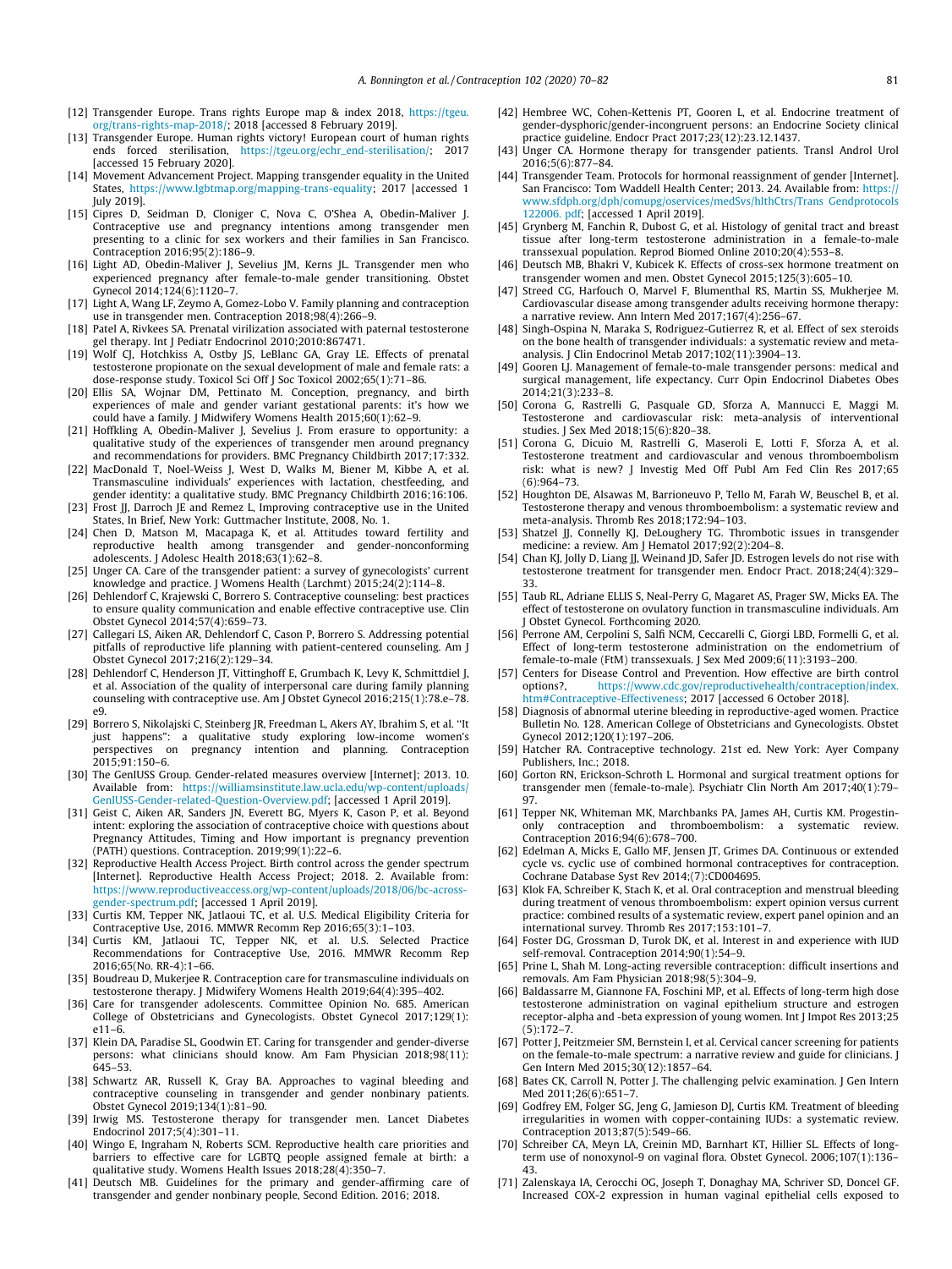[12] Transgender Europe. Trans rights Europe map & index 2018, https://tgeu.org/trans-rights-map-2018/; 2018 [accessed 8 February 2019].

[13] Transgender Europe. Human rights victory! European court of human rights ends forced sterilisation, https://tgeu.org/echr_end-sterilisation/; 2017 [accessed 15 February 2020].

[14] Movement Advancement Project. Mapping transgender equality in the United States, https://www.lgbtmap.org/mapping-trans-equality; 2017 [accessed 1 July 2019].

[15] Cipres D, Seidman D, Cloniger C, Nova C, O'Shea A, Obedin-Maliver J. Contraceptive use and pregnancy intentions among transgender men presenting to a clinic for sex workers and their families in San Francisco. Contraception 2016;95(2):186–9.

[16] Light AD, Obedin-Maliver J, Sevelius JM, Kerns JL. Transgender men who experienced pregnancy after female-to-male gender transitioning. Obstet Gynecol 2014;124(6):1120–7.

[17] Light A, Wang LF, Zeymo A, Gomez-Lobo V. Family planning and contraception use in transgender men. Contraception 2018;98(4):266–9.

[18] Patel A, Rivkees SA. Prenatal virilization associated with paternal testosterone gel therapy. Int J Pediatr Endocrinol 2010;2010:867471.

[19] Wolf CJ, Hotchkiss A, Ostby JS, LeBlanc GA, Gray LE. Effects of prenatal testosterone propionate on the sexual development of male and female rats: a dose-response study. Toxicol Sci Off J Soc Toxicol 2002;65(1):71–86.

[20] Ellis SA, Wojnar DM, Pettinato M. Conception, pregnancy, and birth experiences of male and gender variant gestational parents: it's how we could have a family. J Midwifery Womens Health 2015;60(1):62–9.

[21] Hoffkling A, Obedin-Maliver J, Sevelius J. From erasure to opportunity: a qualitative study of the experiences of transgender men around pregnancy and recommendations for providers. BMC Pregnancy Childbirth 2017;17:332.

[22] MacDonald T, Noel-Weiss J, West D, Walks M, Biener M, Kibbe A, et al. Transmasculine individuals' experiences with lactation, chestfeeding, and gender identity: a qualitative study. BMC Pregnancy Childbirth 2016;16:106.

[23] Frost JJ, Darroch JE and Remez L, Improving contraceptive use in the United States, In Brief, New York: Guttmacher Institute, 2008, No. 1.

[24] Chen D, Matson M, Macapagal K, et al. Attitudes toward fertility and reproductive health among transgender and gender-nonconforming adolescents. J Adolesc Health 2018;63(1):62–8.

[25] Unger CA. Care of the transgender patient: a survey of gynecologists' current knowledge and practice. J Womens Health (Larchmt) 2015;24(2):114–8.

[26] Dehlendorf C, Krajewski C, Borrero S. Contraceptive counseling: best practices to ensure quality communication and enable effective contraceptive use. Clin Obstet Gynecol 2014;57(4):659–73.

[27] Callegari LS, Aiken AR, Dehlendorf C, Cason P, Borrero S. Addressing potential pitfalls of reproductive life planning with patient-centered counseling. Am J Obstet Gynecol 2017;216(2):129–34.

[28] Dehlendorf C, Henderson JT, Vittinghoff E, Grumbach K, Levy K, Schmittdiel J, et al. Association of the quality of interpersonal care during family planning counseling with contraceptive use. Am J Obstet Gynecol 2016;215(1):78.e–78.e9.

[29] Borrero S, Nikolajski C, Steinberg JR, Freedman L, Akers AY, Ibrahim S, et al. "It just happens": a qualitative study exploring low-income women's perspectives on pregnancy intention and planning. Contraception 2015;91:150–6.

[30] The GenIUSS Group. Gender-related measures overview [Internet]; 2013. 10. Available from: https://williamsinstitute.law.ucla.edu/wp-content/uploads/GenIUSS-Gender-related-Question-Overview.pdf; [accessed 1 April 2019].

[31] Geist C, Aiken AR, Sanders JN, Everett BG, Myers K, Cason P, et al. Beyond intent: exploring the association of contraceptive choice with questions about Pregnancy Attitudes, Timing and How important is pregnancy prevention (PATH) questions. Contraception. 2019;99(1):22–6.

[32] Reproductive Health Access Project. Birth control across the gender spectrum [Internet]. Reproductive Health Access Project; 2018. 2. Available from: https://www.reproductiveaccess.org/wp-content/uploads/2018/06/bc-across-gender-spectrum.pdf; [accessed 1 April 2019].

[33] Curtis KM, Tepper NK, Jatlaoui TC, et al. U.S. Medical Eligibility Criteria for Contraceptive Use, 2016. MMWR Recomm Rep 2016;65(3):1–103.

[34] Curtis KM, Jatlaoui TC, Tepper NK, et al. U.S. Selected Practice Recommendations for Contraceptive Use, 2016. MMWR Recomm Rep 2016;65(No. RR-4):1–66.

[35] Boudreau D, Mukerjee R. Contraception care for transmasculine individuals on testosterone therapy. J Midwifery Womens Health 2019;64(4):395–402.

[36] Care for transgender adolescents. Committee Opinion No. 685. American College of Obstetricians and Gynecologists. Obstet Gynecol 2017;129(1):e11–6.

[37] Klein DA, Paradise SL, Goodwin ET. Caring for transgender and gender-diverse persons: what clinicians should know. Am Fam Physician 2018;98(11):645–53.

[38] Schwartz AR, Russell K, Gray BA. Approaches to vaginal bleeding and contraceptive counseling in transgender and gender nonbinary patients. Obstet Gynecol 2019;134(1):81–90.

[39] Irwig MS. Testosterone therapy for transgender men. Lancet Diabetes Endocrinol 2017;5(4):301–11.

[40] Wingo E, Ingraham N, Roberts SCM. Reproductive health care priorities and barriers to effective care for LGBTQ people assigned female at birth: a qualitative study. Womens Health Issues 2018;28(4):350–7.

[41] Deutsch MB. Guidelines for the primary and gender-affirming care of transgender and gender nonbinary people, Second Edition. 2016; 2018.

[42] Hembree WC, Cohen-Kettenis PT, Gooren L, et al. Endocrine treatment of gender-dysphoric/gender-incongruent persons: an Endocrine Society clinical practice guideline. Endocr Pract 2017;23(12):23.12.1437.

[43] Unger CA. Hormone therapy for transgender patients. Transl Androl Urol 2016;5(6):877–84.

[44] Transgender Team. Protocols for hormonal reassignment of gender [Internet]. San Francisco: Tom Waddell Health Center; 2013. 24. Available from: https://www.sfdph.org/dph/comupg/oservices/medSvs/hlthCtrs/Trans Gendprotocols 122006. pdf; [accessed 1 April 2019].

[45] Grynberg M, Fanchin R, Dubost G, et al. Histology of genital tract and breast tissue after long-term testosterone administration in a female-to-male transsexual population. Reprod Biomed Online 2010;20(4):553–8.

[46] Deutsch MB, Bhakri V, Kubicek K. Effects of cross-sex hormone treatment on transgender women and men. Obstet Gynecol 2015;125(3):605–10.

[47] Streed CG, Harfouch O, Marvel F, Blumenthal RS, Martin SS, Mukherjee M. Cardiovascular disease among transgender adults receiving hormone therapy: a narrative review. Ann Intern Med 2017;167(4):256–67.

[48] Singh-Ospina N, Maraka S, Rodriguez-Gutierrez R, et al. Effect of sex steroids on the bone health of transgender individuals: a systematic review and meta-analysis. J Clin Endocrinol Metab 2017;102(11):3904–13.

[49] Gooren LJ. Management of female-to-male transgender persons: medical and surgical management, life expectancy. Curr Opin Endocrinol Diabetes Obes 2014;21(3):233–8.

[50] Corona G, Rastrelli G, Pasquale GD, Sforza A, Mannucci E, Maggi M. Testosterone and cardiovascular risk: meta-analysis of interventional studies. J Sex Med 2018;15(6):820–38.

[51] Corona G, Dicuio M, Rastrelli G, Maseroli E, Lotti F, Sforza A, et al. Testosterone treatment and cardiovascular and venous thromboembolism risk: what is new? J Investig Med Off Publ Am Fed Clin Res 2017;65(6):964–73.

[52] Houghton DE, Alsawas M, Barrioneuvo P, Tello M, Farah W, Beuschel B, et al. Testosterone therapy and venous thromboembolism: a systematic review and meta-analysis. Thromb Res 2018;172:94–103.

[53] Shatzel JJ, Connelly KJ, DeLoughery TG. Thrombotic issues in transgender medicine: a review. Am J Hematol 2017;92(2):204–8.

[54] Chan KJ, Jolly D, Liang JJ, Weinand JD, Safer JD. Estrogen levels do not rise with testosterone treatment for transgender men. Endocr Pract. 2018;24(4):329–33.

[55] Taub RL, Adriane ELLIS S, Neal-Perry G, Magaret AS, Prager SW, Micks EA. The effect of testosterone on ovulatory function in transmasculine individuals. Am J Obstet Gynecol. Forthcoming 2020.

[56] Perrone AM, Cerpolini S, Salfi NCM, Ceccarelli C, Giorgi LBD, Formelli G, et al. Effect of long-term testosterone administration on the endometrium of female-to-male (FtM) transsexuals. J Sex Med 2009;6(11):3193–200.

[57] Centers for Disease Control and Prevention. How effective are birth control options?, https://www.cdc.gov/reproductivehealth/contraception/index.htm#Contraceptive-Effectiveness; 2017 [accessed 6 October 2018].

[58] Diagnosis of abnormal uterine bleeding in reproductive-aged women. Practice Bulletin No. 128. American College of Obstetricians and Gynecologists. Obstet Gynecol 2012;120(1):197–206.

[59] Hatcher RA. Contraceptive technology. 21st ed. New York: Ayer Company Publishers, Inc.; 2018.

[60] Gorton RN, Erickson-Schroth L. Hormonal and surgical treatment options for transgender men (female-to-male). Psychiatr Clin North Am 2017;40(1):79–97.

[61] Tepper NK, Whiteman MK, Marchbanks PA, James AH, Curtis KM. Progestin-only contraception and thromboembolism: a systematic review. Contraception 2016;94(6):678–700.

[62] Edelman A, Micks E, Gallo MF, Jensen JT, Grimes DA. Continuous or extended cycle vs. cyclic use of combined hormonal contraceptives for contraception. Cochrane Database Syst Rev 2014;(7):CD004695.

[63] Klok FA, Schreiber K, Stach K, et al. Oral contraception and menstrual bleeding during treatment of venous thromboembolism: expert opinion versus current practice: combined results of a systematic review, expert panel opinion and an international survey. Thromb Res 2017;153:101–7.

[64] Foster DG, Grossman D, Turok DK, et al. Interest in and experience with IUD self-removal. Contraception 2014;90(1):54–9.

[65] Prine L, Shah M. Long-acting reversible contraception: difficult insertions and removals. Am Fam Physician 2018;98(5):304–9.

[66] Baldassarre M, Giannone FA, Foschini MP, et al. Effects of long-term high dose testosterone administration on vaginal epithelium structure and estrogen receptor-alpha and -beta expression of young women. Int J Impot Res 2013;25(5):172–7.

[67] Potter J, Peitzmeier SM, Bernstein I, et al. Cervical cancer screening for patients on the female-to-male spectrum: a narrative review and guide for clinicians. J Gen Intern Med 2015;30(12):1857–64.

[68] Bates CK, Carroll N, Potter J. The challenging pelvic examination. J Gen Intern Med 2011;26(6):651–7.

[69] Godfrey EM, Folger SG, Jeng G, Jamieson DJ, Curtis KM. Treatment of bleeding irregularities in women with copper-containing IUDs: a systematic review. Contraception 2013;87(5):549–66.

[70] Schreiber CA, Meyn LA, Creinin MD, Barnhart KT, Hillier SL. Effects of long-term use of nonoxynol-9 on vaginal flora. Obstet Gynecol. 2006;107(1):136–43.

[71] Zalenskaya IA, Cerocchi OG, Joseph T, Donaghay MA, Schriver SD, Doncel GF. Increased COX-2 expression in human vaginal epithelial cells exposed to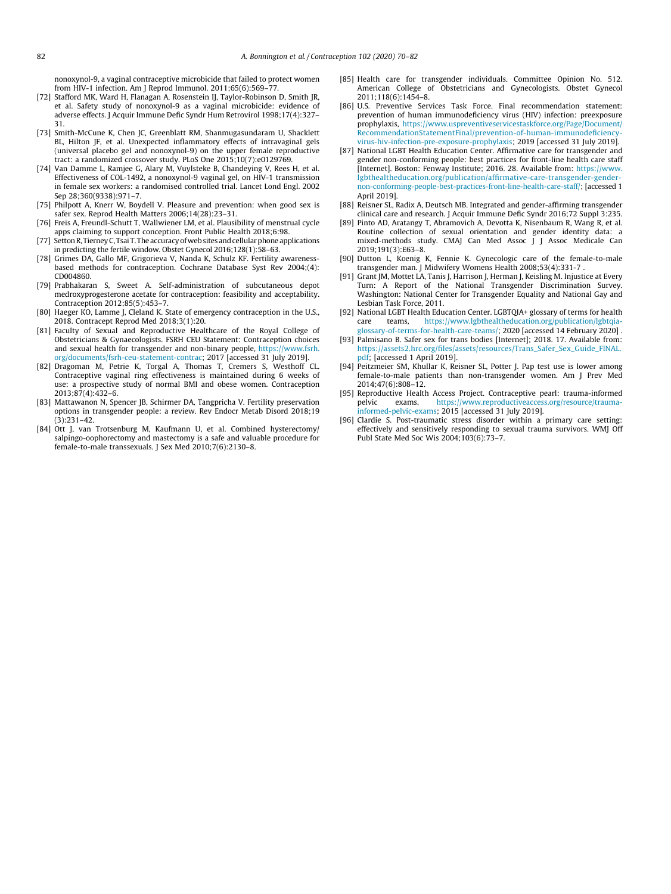nonoxynol-9, a vaginal contraceptive microbicide that failed to protect women from HIV-1 infection. Am J Reprod Immunol. 2011;65(6):569–77.

[72] Stafford MK, Ward H, Flanagan A, Rosenstein IJ, Taylor-Robinson D, Smith JR, et al. Safety study of nonoxynol-9 as a vaginal microbicide: evidence of adverse effects. J Acquir Immune Defic Syndr Hum Retrovirol 1998;17(4):327–31.

[73] Smith-McCune K, Chen JC, Greenblatt RM, Shanmugasundaram U, Shacklett BL, Hilton JF, et al. Unexpected inflammatory effects of intravaginal gels (universal placebo gel and nonoxynol-9) on the upper female reproductive tract: a randomized crossover study. PLoS One 2015;10(7):e0129769.

[74] Van Damme L, Ramjee G, Alary M, Vuylsteke B, Chandeying V, Rees H, et al. Effectiveness of COL-1492, a nonoxynol-9 vaginal gel, on HIV-1 transmission in female sex workers: a randomised controlled trial. Lancet Lond Engl. 2002 Sep 28;360(9338):971–7.

[75] Philpott A, Knerr W, Boydell V. Pleasure and prevention: when good sex is safer sex. Reprod Health Matters 2006;14(28):23–31.

[76] Freis A, Freundl-Schutt T, Wallwiener LM, et al. Plausibility of menstrual cycle apps claiming to support conception. Front Public Health 2018;6:98.

[77] Setton R, Tierney C, Tsai T. The accuracy of web sites and cellular phone applications in predicting the fertile window. Obstet Gynecol 2016;128(1):58–63.

[78] Grimes DA, Gallo MF, Grigorieva V, Nanda K, Schulz KF. Fertility awareness-based methods for contraception. Cochrane Database Syst Rev 2004;(4):CD004860.

[79] Prabhakaran S, Sweet A. Self-administration of subcutaneous depot medroxyprogesterone acetate for contraception: feasibility and acceptability. Contraception 2012;85(5):453–7.

[80] Haeger KO, Lamme J, Cleland K. State of emergency contraception in the U.S., 2018. Contracept Reprod Med 2018;3(1):20.

[81] Faculty of Sexual and Reproductive Healthcare of the Royal College of Obstetricians & Gynaecologists. FSRH CEU Statement: Contraception choices and sexual health for transgender and non-binary people, https://www.fsrh.org/documents/fsrh-ceu-statement-contrac; 2017 [accessed 31 July 2019].

[82] Dragoman M, Petrie K, Torgal A, Thomas T, Cremers S, Westhoff CL. Contraceptive vaginal ring effectiveness is maintained during 6 weeks of use: a prospective study of normal BMI and obese women. Contraception 2013;87(4):432–6.

[83] Mattawanon N, Spencer JB, Schirmer DA, Tangpricha V. Fertility preservation options in transgender people: a review. Rev Endocr Metab Disord 2018;19(3):231–42.

[84] Ott J, van Trotsenburg M, Kaufmann U, et al. Combined hysterectomy/salpingo-oophorectomy and mastectomy is a safe and valuable procedure for female-to-male transsexuals. J Sex Med 2010;7(6):2130–8.

[85] Health care for transgender individuals. Committee Opinion No. 512. American College of Obstetricians and Gynecologists. Obstet Gynecol 2011;118(6):1454–8.

[86] U.S. Preventive Services Task Force. Final recommendation statement: prevention of human immunodeficiency virus (HIV) infection: preexposure prophylaxis, https://www.uspreventiveservicestaskforce.org/Page/Document/RecommendationStatementFinal/prevention-of-human-immunodeficiency-virus-hiv-infection-pre-exposure-prophylaxis; 2019 [accessed 31 July 2019].

[87] National LGBT Health Education Center. Affirmative care for transgender and gender non-conforming people: best practices for front-line health care staff [Internet]. Boston: Fenway Institute; 2016. 28. Available from: https://www.lgbthealtheducation.org/publication/affirmative-care-transgender-gender-non-conforming-people-best-practices-front-line-health-care-staff/; [accessed 1 April 2019].

[88] Reisner SL, Radix A, Deutsch MB. Integrated and gender-affirming transgender clinical care and research. J Acquir Immune Defic Syndr 2016;72 Suppl 3:235.

[89] Pinto AD, Aratangy T, Abramovich A, Devotta K, Nisenbaum R, Wang R, et al. Routine collection of sexual orientation and gender identity data: a mixed-methods study. CMAJ Can Med Assoc J J Assoc Medicale Can 2019;191(3):E63–8.

[90] Dutton L, Koenig K, Fennie K. Gynecologic care of the female-to-male transgender man. J Midwifery Womens Health 2008;53(4):331-7 .

[91] Grant JM, Mottet LA, Tanis J, Harrison J, Herman J, Keisling M. Injustice at Every Turn: A Report of the National Transgender Discrimination Survey. Washington: National Center for Transgender Equality and National Gay and Lesbian Task Force, 2011.

[92] National LGBT Health Education Center. LGBTQIA+ glossary of terms for health care teams, https://www.lgbthealtheducation.org/publication/lgbtqia-glossary-of-terms-for-health-care-teams/; 2020 [accessed 14 February 2020] .

[93] Palmisano B. Safer sex for trans bodies [Internet]; 2018. 17. Available from: https://assets2.hrc.org/files/assets/resources/Trans_Safer_Sex_Guide_FINAL.pdf; [accessed 1 April 2019].

[94] Peitzmeier SM, Khullar K, Reisner SL, Potter J. Pap test use is lower among female-to-male patients than non-transgender women. Am J Prev Med 2014;47(6):808–12.

[95] Reproductive Health Access Project. Contraceptive pearl: trauma-informed pelvic exams, https://www.reproductiveaccess.org/resource/trauma-informed-pelvic-exams; 2015 [accessed 31 July 2019].

[96] Clardie S. Post-traumatic stress disorder within a primary care setting: effectively and sensitively responding to sexual trauma survivors. WMJ Off Publ State Med Soc Wis 2004;103(6):73–7.